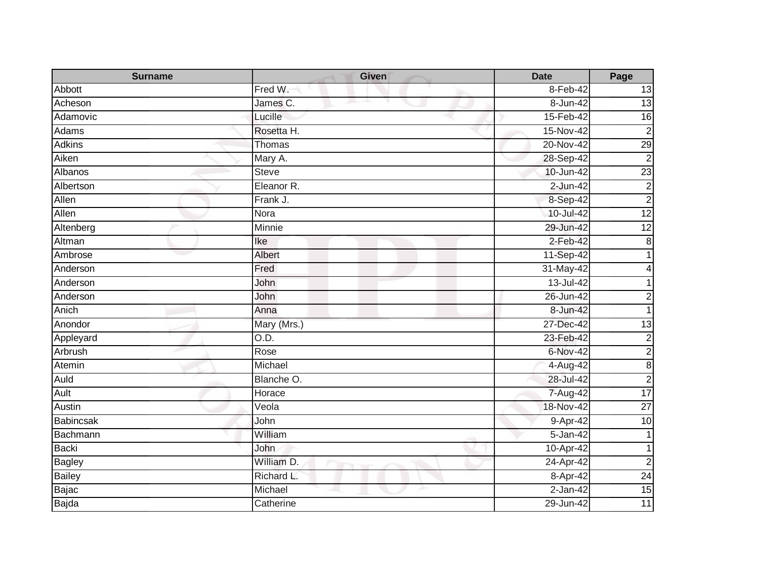| Surname | Given | Date | Page |
| --- | --- | --- | --- |
| Abbott | Fred W. | 8-Feb-42 | 13 |
| Acheson | James C. | 8-Jun-42 | 13 |
| Adamovic | Lucille | 15-Feb-42 | 16 |
| Adams | Rosetta H. | 15-Nov-42 | 2 |
| Adkins | Thomas | 20-Nov-42 | 29 |
| Aiken | Mary A. | 28-Sep-42 | 2 |
| Albanos | Steve | 10-Jun-42 | 23 |
| Albertson | Eleanor R. | 2-Jun-42 | 2 |
| Allen | Frank J. | 8-Sep-42 | 2 |
| Allen | Nora | 10-Jul-42 | 12 |
| Altenberg | Minnie | 29-Jun-42 | 12 |
| Altman | Ike | 2-Feb-42 | 8 |
| Ambrose | Albert | 11-Sep-42 | 1 |
| Anderson | Fred | 31-May-42 | 4 |
| Anderson | John | 13-Jul-42 | 1 |
| Anderson | John | 26-Jun-42 | 2 |
| Anich | Anna | 8-Jun-42 | 1 |
| Anondor | Mary (Mrs.) | 27-Dec-42 | 13 |
| Appleyard | O.D. | 23-Feb-42 | 2 |
| Arbrush | Rose | 6-Nov-42 | 2 |
| Atemin | Michael | 4-Aug-42 | 8 |
| Auld | Blanche O. | 28-Jul-42 | 2 |
| Ault | Horace | 7-Aug-42 | 17 |
| Austin | Veola | 18-Nov-42 | 27 |
| Babincsak | John | 9-Apr-42 | 10 |
| Bachmann | William | 5-Jan-42 | 1 |
| Backi | John | 10-Apr-42 | 1 |
| Bagley | William D. | 24-Apr-42 | 2 |
| Bailey | Richard L. | 8-Apr-42 | 24 |
| Bajac | Michael | 2-Jan-42 | 15 |
| Bajda | Catherine | 29-Jun-42 | 11 |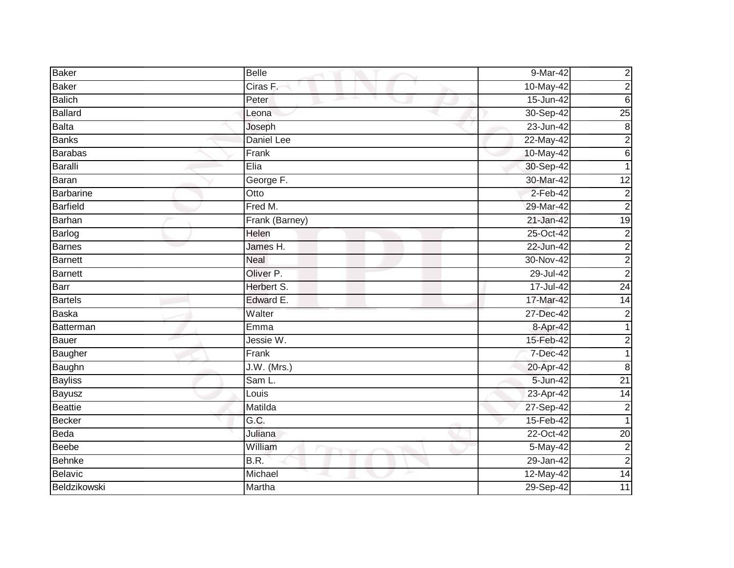| | | | |
|---|---|---|---|
| Baker | Belle | 9-Mar-42 | 2 |
| Baker | Ciras F. | 10-May-42 | 2 |
| Balich | Peter | 15-Jun-42 | 6 |
| Ballard | Leona | 30-Sep-42 | 25 |
| Balta | Joseph | 23-Jun-42 | 8 |
| Banks | Daniel Lee | 22-May-42 | 2 |
| Barabas | Frank | 10-May-42 | 6 |
| Baralli | Elia | 30-Sep-42 | 1 |
| Baran | George F. | 30-Mar-42 | 12 |
| Barbarine | Otto | 2-Feb-42 | 2 |
| Barfield | Fred M. | 29-Mar-42 | 2 |
| Barhan | Frank (Barney) | 21-Jan-42 | 19 |
| Barlog | Helen | 25-Oct-42 | 2 |
| Barnes | James H. | 22-Jun-42 | 2 |
| Barnett | Neal | 30-Nov-42 | 2 |
| Barnett | Oliver P. | 29-Jul-42 | 2 |
| Barr | Herbert S. | 17-Jul-42 | 24 |
| Bartels | Edward E. | 17-Mar-42 | 14 |
| Baska | Walter | 27-Dec-42 | 2 |
| Batterman | Emma | 8-Apr-42 | 1 |
| Bauer | Jessie W. | 15-Feb-42 | 2 |
| Baugher | Frank | 7-Dec-42 | 1 |
| Baughn | J.W. (Mrs.) | 20-Apr-42 | 8 |
| Bayliss | Sam L. | 5-Jun-42 | 21 |
| Bayusz | Louis | 23-Apr-42 | 14 |
| Beattie | Matilda | 27-Sep-42 | 2 |
| Becker | G.C. | 15-Feb-42 | 1 |
| Beda | Juliana | 22-Oct-42 | 20 |
| Beebe | William | 5-May-42 | 2 |
| Behnke | B.R. | 29-Jan-42 | 2 |
| Belavic | Michael | 12-May-42 | 14 |
| Beldzikowski | Martha | 29-Sep-42 | 11 |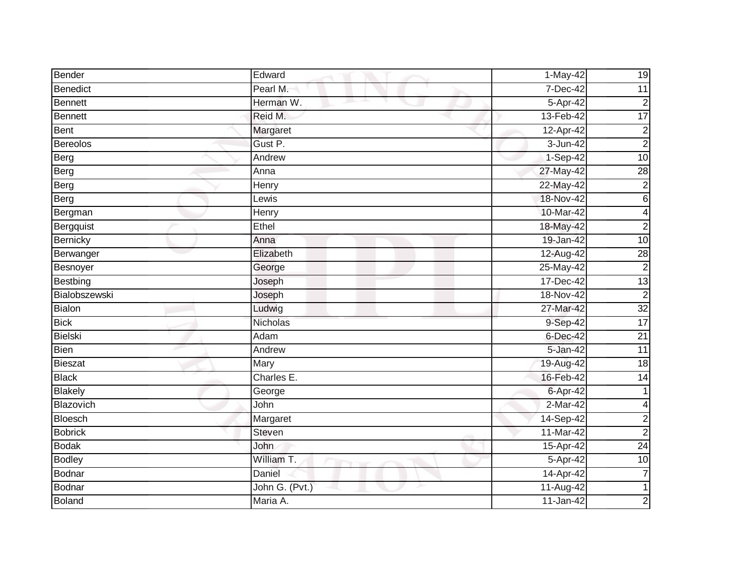| Bender | Edward | 1-May-42 | 19 |
|---|---|---|---|
| Benedict | Pearl M. | 7-Dec-42 | 11 |
| Bennett | Herman W. | 5-Apr-42 | 2 |
| Bennett | Reid M. | 13-Feb-42 | 17 |
| Bent | Margaret | 12-Apr-42 | 2 |
| Bereolos | Gust P. | 3-Jun-42 | 2 |
| Berg | Andrew | 1-Sep-42 | 10 |
| Berg | Anna | 27-May-42 | 28 |
| Berg | Henry | 22-May-42 | 2 |
| Berg | Lewis | 18-Nov-42 | 6 |
| Bergman | Henry | 10-Mar-42 | 4 |
| Bergquist | Ethel | 18-May-42 | 2 |
| Bernicky | Anna | 19-Jan-42 | 10 |
| Berwanger | Elizabeth | 12-Aug-42 | 28 |
| Besnoyer | George | 25-May-42 | 2 |
| Bestbing | Joseph | 17-Dec-42 | 13 |
| Bialobszewski | Joseph | 18-Nov-42 | 2 |
| Bialon | Ludwig | 27-Mar-42 | 32 |
| Bick | Nicholas | 9-Sep-42 | 17 |
| Bielski | Adam | 6-Dec-42 | 21 |
| Bien | Andrew | 5-Jan-42 | 11 |
| Bieszat | Mary | 19-Aug-42 | 18 |
| Black | Charles E. | 16-Feb-42 | 14 |
| Blakely | George | 6-Apr-42 | 1 |
| Blazovich | John | 2-Mar-42 | 4 |
| Bloesch | Margaret | 14-Sep-42 | 2 |
| Bobrick | Steven | 11-Mar-42 | 2 |
| Bodak | John | 15-Apr-42 | 24 |
| Bodley | William T. | 5-Apr-42 | 10 |
| Bodnar | Daniel | 14-Apr-42 | 7 |
| Bodnar | John G. (Pvt.) | 11-Aug-42 | 1 |
| Boland | Maria A. | 11-Jan-42 | 2 |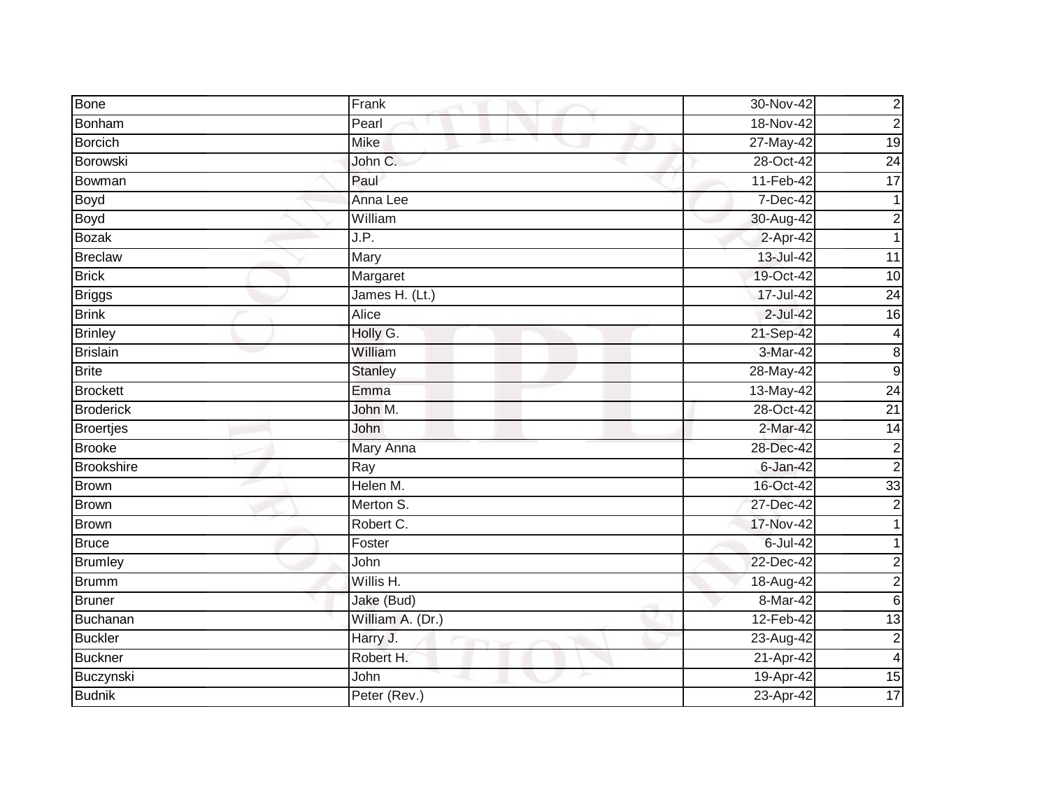| | | | |
|---|---|---|---|
| Bone | Frank | 30-Nov-42 | 2 |
| Bonham | Pearl | 18-Nov-42 | 2 |
| Borcich | Mike | 27-May-42 | 19 |
| Borowski | John C. | 28-Oct-42 | 24 |
| Bowman | Paul | 11-Feb-42 | 17 |
| Boyd | Anna Lee | 7-Dec-42 | 1 |
| Boyd | William | 30-Aug-42 | 2 |
| Bozak | J.P. | 2-Apr-42 | 1 |
| Breclaw | Mary | 13-Jul-42 | 11 |
| Brick | Margaret | 19-Oct-42 | 10 |
| Briggs | James H. (Lt.) | 17-Jul-42 | 24 |
| Brink | Alice | 2-Jul-42 | 16 |
| Brinley | Holly G. | 21-Sep-42 | 4 |
| Brislain | William | 3-Mar-42 | 8 |
| Brite | Stanley | 28-May-42 | 9 |
| Brockett | Emma | 13-May-42 | 24 |
| Broderick | John M. | 28-Oct-42 | 21 |
| Broertjes | John | 2-Mar-42 | 14 |
| Brooke | Mary Anna | 28-Dec-42 | 2 |
| Brookshire | Ray | 6-Jan-42 | 2 |
| Brown | Helen M. | 16-Oct-42 | 33 |
| Brown | Merton S. | 27-Dec-42 | 2 |
| Brown | Robert C. | 17-Nov-42 | 1 |
| Bruce | Foster | 6-Jul-42 | 1 |
| Brumley | John | 22-Dec-42 | 2 |
| Brumm | Willis H. | 18-Aug-42 | 2 |
| Bruner | Jake (Bud) | 8-Mar-42 | 6 |
| Buchanan | William A. (Dr.) | 12-Feb-42 | 13 |
| Buckler | Harry J. | 23-Aug-42 | 2 |
| Buckner | Robert H. | 21-Apr-42 | 4 |
| Buczynski | John | 19-Apr-42 | 15 |
| Budnik | Peter (Rev.) | 23-Apr-42 | 17 |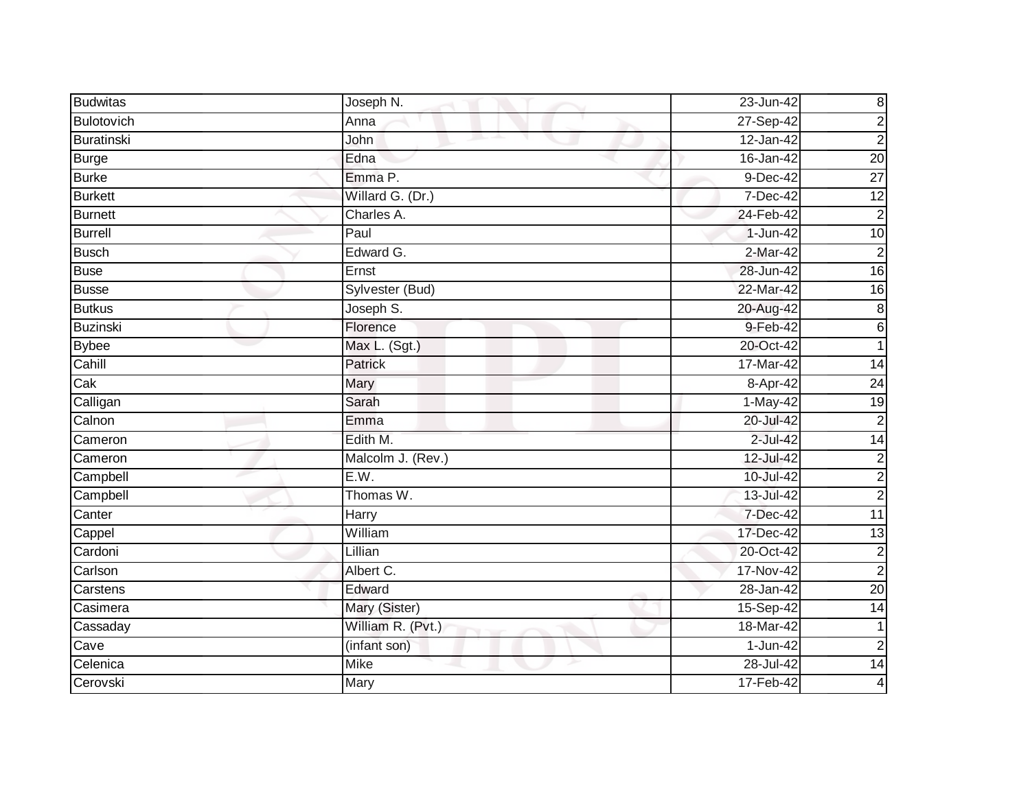| Budwitas | Joseph N. | 23-Jun-42 | 8 |
|---|---|---|---|
| Bulotovich | Anna | 27-Sep-42 | 2 |
| Buratinski | John | 12-Jan-42 | 2 |
| Burge | Edna | 16-Jan-42 | 20 |
| Burke | Emma P. | 9-Dec-42 | 27 |
| Burkett | Willard G. (Dr.) | 7-Dec-42 | 12 |
| Burnett | Charles A. | 24-Feb-42 | 2 |
| Burrell | Paul | 1-Jun-42 | 10 |
| Busch | Edward G. | 2-Mar-42 | 2 |
| Buse | Ernst | 28-Jun-42 | 16 |
| Busse | Sylvester (Bud) | 22-Mar-42 | 16 |
| Butkus | Joseph S. | 20-Aug-42 | 8 |
| Buzinski | Florence | 9-Feb-42 | 6 |
| Bybee | Max L. (Sgt.) | 20-Oct-42 | 1 |
| Cahill | Patrick | 17-Mar-42 | 14 |
| Cak | Mary | 8-Apr-42 | 24 |
| Calligan | Sarah | 1-May-42 | 19 |
| Calnon | Emma | 20-Jul-42 | 2 |
| Cameron | Edith M. | 2-Jul-42 | 14 |
| Cameron | Malcolm J. (Rev.) | 12-Jul-42 | 2 |
| Campbell | E.W. | 10-Jul-42 | 2 |
| Campbell | Thomas W. | 13-Jul-42 | 2 |
| Canter | Harry | 7-Dec-42 | 11 |
| Cappel | William | 17-Dec-42 | 13 |
| Cardoni | Lillian | 20-Oct-42 | 2 |
| Carlson | Albert C. | 17-Nov-42 | 2 |
| Carstens | Edward | 28-Jan-42 | 20 |
| Casimera | Mary (Sister) | 15-Sep-42 | 14 |
| Cassaday | William R. (Pvt.) | 18-Mar-42 | 1 |
| Cave | (infant son) | 1-Jun-42 | 2 |
| Celenica | Mike | 28-Jul-42 | 14 |
| Cerovski | Mary | 17-Feb-42 | 4 |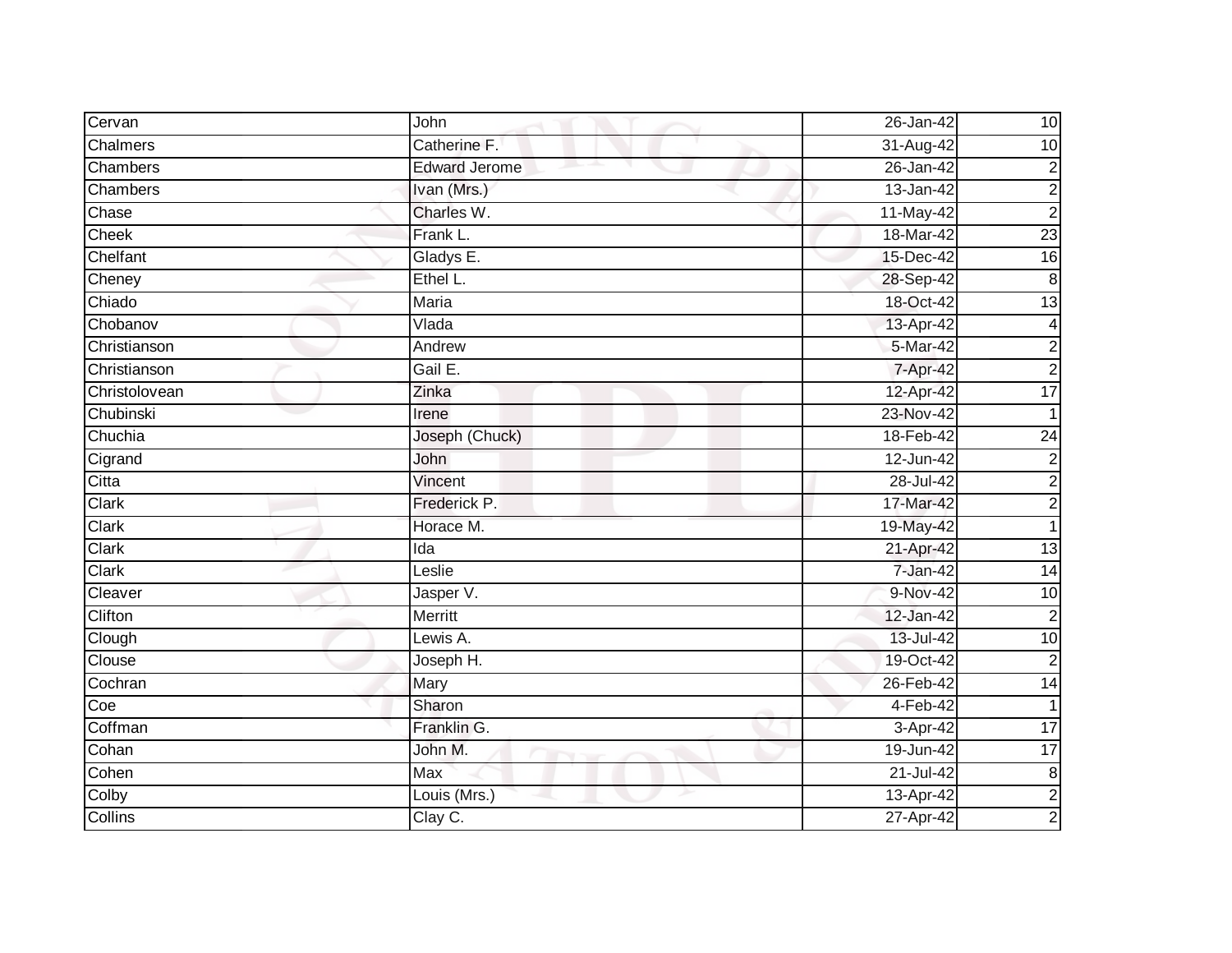| Cervan | John | 26-Jan-42 | 10 |
|---|---|---|---|
| Chalmers | Catherine F. | 31-Aug-42 | 10 |
| Chambers | Edward Jerome | 26-Jan-42 | 2 |
| Chambers | Ivan (Mrs.) | 13-Jan-42 | 2 |
| Chase | Charles W. | 11-May-42 | 2 |
| Cheek | Frank L. | 18-Mar-42 | 23 |
| Chelfant | Gladys E. | 15-Dec-42 | 16 |
| Cheney | Ethel L. | 28-Sep-42 | 8 |
| Chiado | Maria | 18-Oct-42 | 13 |
| Chobanov | Vlada | 13-Apr-42 | 4 |
| Christianson | Andrew | 5-Mar-42 | 2 |
| Christianson | Gail E. | 7-Apr-42 | 2 |
| Christolovean | Zinka | 12-Apr-42 | 17 |
| Chubinski | Irene | 23-Nov-42 | 1 |
| Chuchia | Joseph (Chuck) | 18-Feb-42 | 24 |
| Cigrand | John | 12-Jun-42 | 2 |
| Citta | Vincent | 28-Jul-42 | 2 |
| Clark | Frederick P. | 17-Mar-42 | 2 |
| Clark | Horace M. | 19-May-42 | 1 |
| Clark | Ida | 21-Apr-42 | 13 |
| Clark | Leslie | 7-Jan-42 | 14 |
| Cleaver | Jasper V. | 9-Nov-42 | 10 |
| Clifton | Merritt | 12-Jan-42 | 2 |
| Clough | Lewis A. | 13-Jul-42 | 10 |
| Clouse | Joseph H. | 19-Oct-42 | 2 |
| Cochran | Mary | 26-Feb-42 | 14 |
| Coe | Sharon | 4-Feb-42 | 1 |
| Coffman | Franklin G. | 3-Apr-42 | 17 |
| Cohan | John M. | 19-Jun-42 | 17 |
| Cohen | Max | 21-Jul-42 | 8 |
| Colby | Louis (Mrs.) | 13-Apr-42 | 2 |
| Collins | Clay C. | 27-Apr-42 | 2 |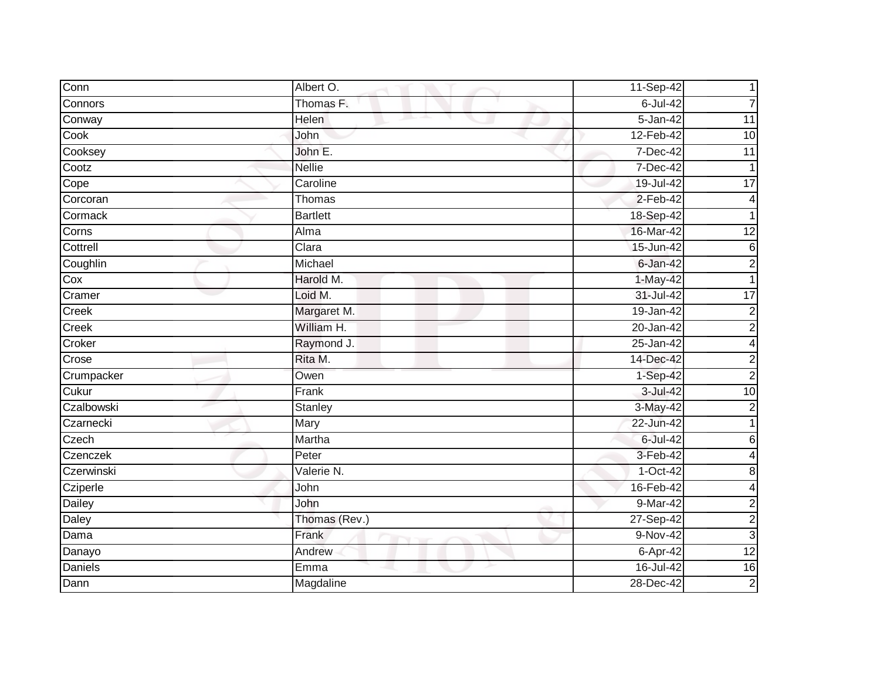| Conn | Albert O. | 11-Sep-42 | 1 |
|---|---|---|---|
| Connors | Thomas F. | 6-Jul-42 | 7 |
| Conway | Helen | 5-Jan-42 | 11 |
| Cook | John | 12-Feb-42 | 10 |
| Cooksey | John E. | 7-Dec-42 | 11 |
| Cootz | Nellie | 7-Dec-42 | 1 |
| Cope | Caroline | 19-Jul-42 | 17 |
| Corcoran | Thomas | 2-Feb-42 | 4 |
| Cormack | Bartlett | 18-Sep-42 | 1 |
| Corns | Alma | 16-Mar-42 | 12 |
| Cottrell | Clara | 15-Jun-42 | 6 |
| Coughlin | Michael | 6-Jan-42 | 2 |
| Cox | Harold M. | 1-May-42 | 1 |
| Cramer | Loid M. | 31-Jul-42 | 17 |
| Creek | Margaret M. | 19-Jan-42 | 2 |
| Creek | William H. | 20-Jan-42 | 2 |
| Croker | Raymond J. | 25-Jan-42 | 4 |
| Crose | Rita M. | 14-Dec-42 | 2 |
| Crumpacker | Owen | 1-Sep-42 | 2 |
| Cukur | Frank | 3-Jul-42 | 10 |
| Czalbowski | Stanley | 3-May-42 | 2 |
| Czarnecki | Mary | 22-Jun-42 | 1 |
| Czech | Martha | 6-Jul-42 | 6 |
| Czenczek | Peter | 3-Feb-42 | 4 |
| Czerwinski | Valerie N. | 1-Oct-42 | 8 |
| Cziperle | John | 16-Feb-42 | 4 |
| Dailey | John | 9-Mar-42 | 2 |
| Daley | Thomas (Rev.) | 27-Sep-42 | 2 |
| Dama | Frank | 9-Nov-42 | 3 |
| Danayo | Andrew | 6-Apr-42 | 12 |
| Daniels | Emma | 16-Jul-42 | 16 |
| Dann | Magdaline | 28-Dec-42 | 2 |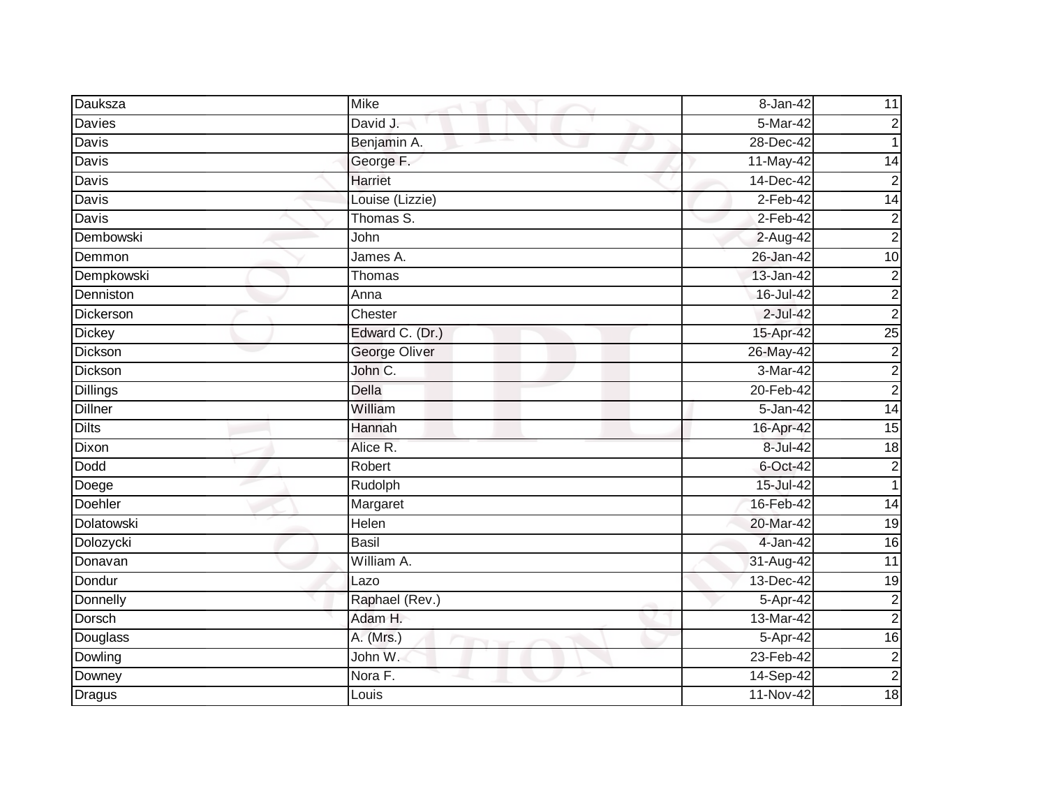| Dauksza | Mike | 8-Jan-42 | 11 |
|---|---|---|---|
| Davies | David J. | 5-Mar-42 | 2 |
| Davis | Benjamin A. | 28-Dec-42 | 1 |
| Davis | George F. | 11-May-42 | 14 |
| Davis | Harriet | 14-Dec-42 | 2 |
| Davis | Louise (Lizzie) | 2-Feb-42 | 14 |
| Davis | Thomas S. | 2-Feb-42 | 2 |
| Dembowski | John | 2-Aug-42 | 2 |
| Demmon | James A. | 26-Jan-42 | 10 |
| Dempkowski | Thomas | 13-Jan-42 | 2 |
| Denniston | Anna | 16-Jul-42 | 2 |
| Dickerson | Chester | 2-Jul-42 | 2 |
| Dickey | Edward C. (Dr.) | 15-Apr-42 | 25 |
| Dickson | George Oliver | 26-May-42 | 2 |
| Dickson | John C. | 3-Mar-42 | 2 |
| Dillings | Della | 20-Feb-42 | 2 |
| Dillner | William | 5-Jan-42 | 14 |
| Dilts | Hannah | 16-Apr-42 | 15 |
| Dixon | Alice R. | 8-Jul-42 | 18 |
| Dodd | Robert | 6-Oct-42 | 2 |
| Doege | Rudolph | 15-Jul-42 | 1 |
| Doehler | Margaret | 16-Feb-42 | 14 |
| Dolatowski | Helen | 20-Mar-42 | 19 |
| Dolozycki | Basil | 4-Jan-42 | 16 |
| Donavan | William A. | 31-Aug-42 | 11 |
| Dondur | Lazo | 13-Dec-42 | 19 |
| Donnelly | Raphael (Rev.) | 5-Apr-42 | 2 |
| Dorsch | Adam H. | 13-Mar-42 | 2 |
| Douglass | A. (Mrs.) | 5-Apr-42 | 16 |
| Dowling | John W. | 23-Feb-42 | 2 |
| Downey | Nora F. | 14-Sep-42 | 2 |
| Dragus | Louis | 11-Nov-42 | 18 |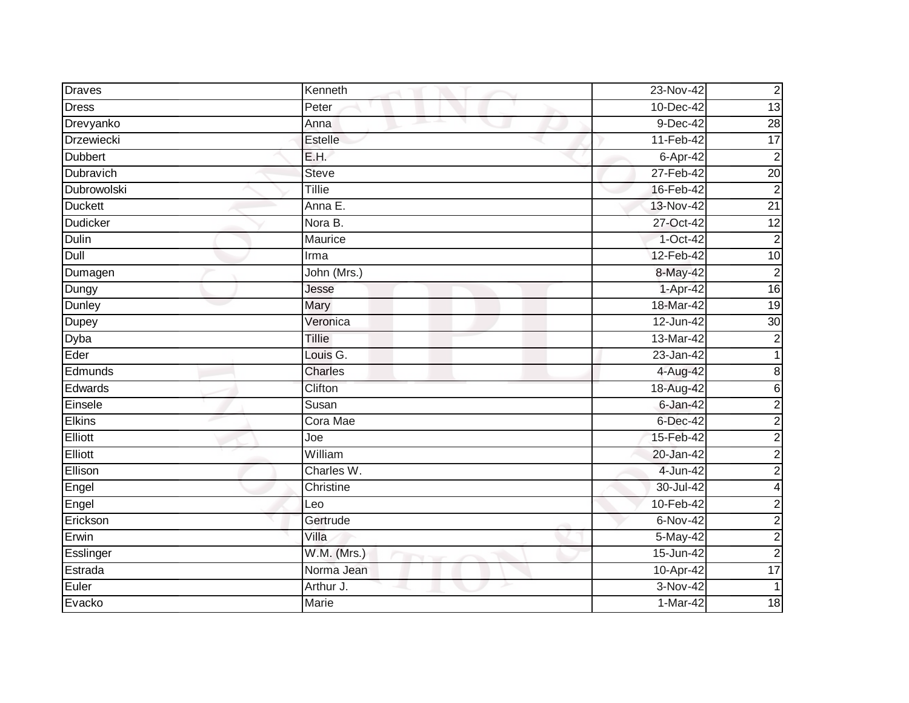| Draves | Kenneth | 23-Nov-42 | 2 |
|---|---|---|---|
| Dress | Peter | 10-Dec-42 | 13 |
| Drevyanko | Anna | 9-Dec-42 | 28 |
| Drzewiecki | Estelle | 11-Feb-42 | 17 |
| Dubbert | E.H. | 6-Apr-42 | 2 |
| Dubravich | Steve | 27-Feb-42 | 20 |
| Dubrowolski | Tillie | 16-Feb-42 | 2 |
| Duckett | Anna E. | 13-Nov-42 | 21 |
| Dudicker | Nora B. | 27-Oct-42 | 12 |
| Dulin | Maurice | 1-Oct-42 | 2 |
| Dull | Irma | 12-Feb-42 | 10 |
| Dumagen | John (Mrs.) | 8-May-42 | 2 |
| Dungy | Jesse | 1-Apr-42 | 16 |
| Dunley | Mary | 18-Mar-42 | 19 |
| Dupey | Veronica | 12-Jun-42 | 30 |
| Dyba | Tillie | 13-Mar-42 | 2 |
| Eder | Louis G. | 23-Jan-42 | 1 |
| Edmunds | Charles | 4-Aug-42 | 8 |
| Edwards | Clifton | 18-Aug-42 | 6 |
| Einsele | Susan | 6-Jan-42 | 2 |
| Elkins | Cora Mae | 6-Dec-42 | 2 |
| Elliott | Joe | 15-Feb-42 | 2 |
| Elliott | William | 20-Jan-42 | 2 |
| Ellison | Charles W. | 4-Jun-42 | 2 |
| Engel | Christine | 30-Jul-42 | 4 |
| Engel | Leo | 10-Feb-42 | 2 |
| Erickson | Gertrude | 6-Nov-42 | 2 |
| Erwin | Villa | 5-May-42 | 2 |
| Esslinger | W.M. (Mrs.) | 15-Jun-42 | 2 |
| Estrada | Norma Jean | 10-Apr-42 | 17 |
| Euler | Arthur J. | 3-Nov-42 | 1 |
| Evacko | Marie | 1-Mar-42 | 18 |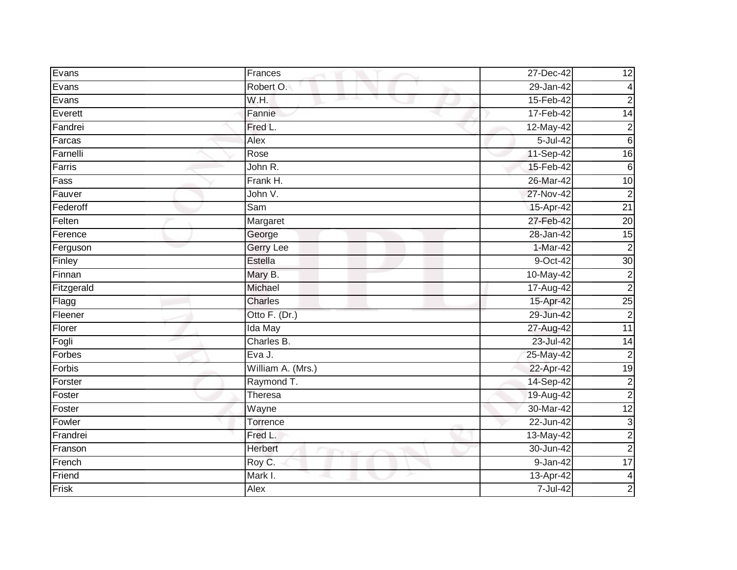| | | | |
|---|---|---|---|
| Evans | Frances | 27-Dec-42 | 12 |
| Evans | Robert O. | 29-Jan-42 | 4 |
| Evans | W.H. | 15-Feb-42 | 2 |
| Everett | Fannie | 17-Feb-42 | 14 |
| Fandrei | Fred L. | 12-May-42 | 2 |
| Farcas | Alex | 5-Jul-42 | 6 |
| Farnelli | Rose | 11-Sep-42 | 16 |
| Farris | John R. | 15-Feb-42 | 6 |
| Fass | Frank H. | 26-Mar-42 | 10 |
| Fauver | John V. | 27-Nov-42 | 2 |
| Federoff | Sam | 15-Apr-42 | 21 |
| Felten | Margaret | 27-Feb-42 | 20 |
| Ference | George | 28-Jan-42 | 15 |
| Ferguson | Gerry Lee | 1-Mar-42 | 2 |
| Finley | Estella | 9-Oct-42 | 30 |
| Finnan | Mary B. | 10-May-42 | 2 |
| Fitzgerald | Michael | 17-Aug-42 | 2 |
| Flagg | Charles | 15-Apr-42 | 25 |
| Fleener | Otto F. (Dr.) | 29-Jun-42 | 2 |
| Florer | Ida May | 27-Aug-42 | 11 |
| Fogli | Charles B. | 23-Jul-42 | 14 |
| Forbes | Eva J. | 25-May-42 | 2 |
| Forbis | William A. (Mrs.) | 22-Apr-42 | 19 |
| Forster | Raymond T. | 14-Sep-42 | 2 |
| Foster | Theresa | 19-Aug-42 | 2 |
| Foster | Wayne | 30-Mar-42 | 12 |
| Fowler | Torrence | 22-Jun-42 | 3 |
| Frandrei | Fred L. | 13-May-42 | 2 |
| Franson | Herbert | 30-Jun-42 | 2 |
| French | Roy C. | 9-Jan-42 | 17 |
| Friend | Mark I. | 13-Apr-42 | 4 |
| Frisk | Alex | 7-Jul-42 | 2 |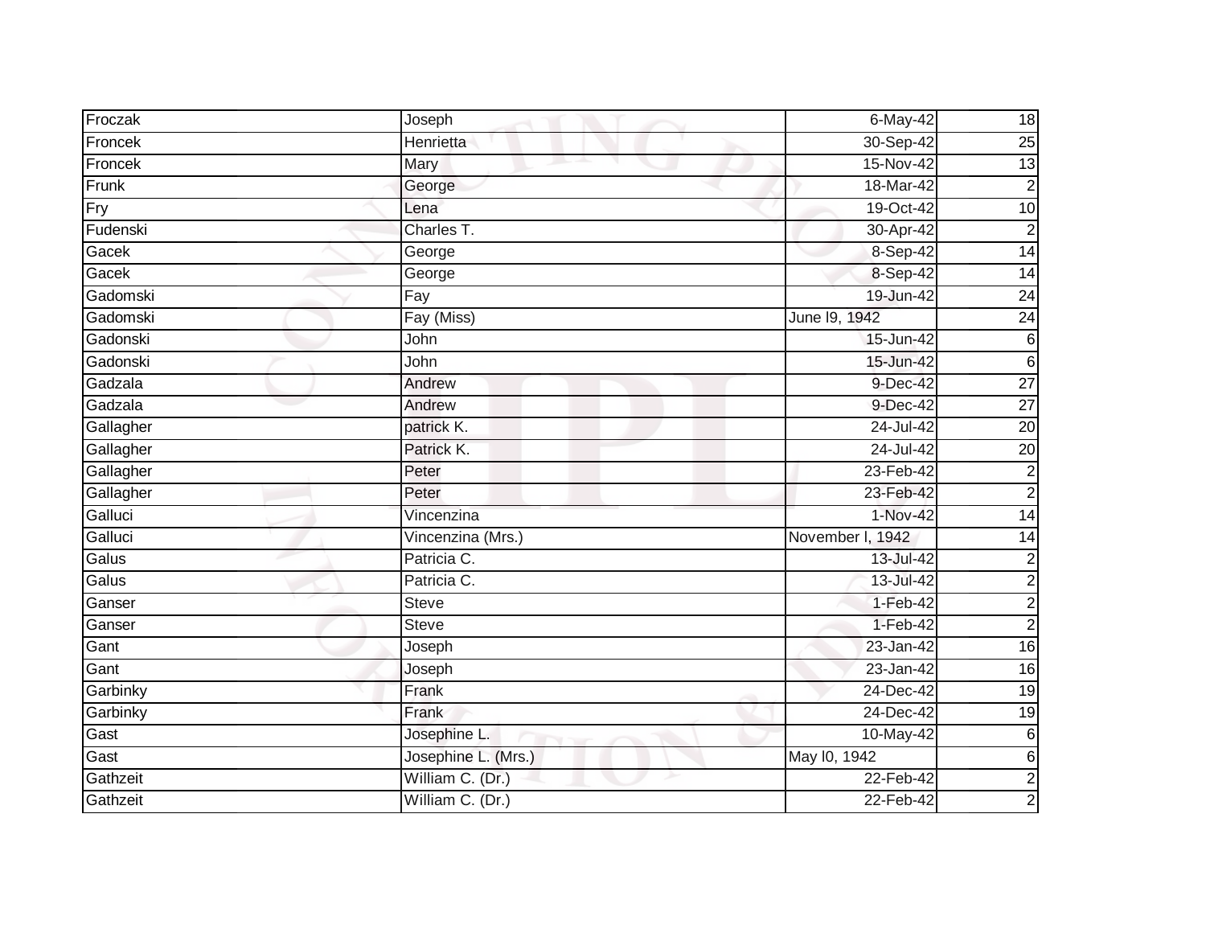| Froczak | Joseph | 6-May-42 | 18 |
|---|---|---|---|
| Froncek | Henrietta | 30-Sep-42 | 25 |
| Froncek | Mary | 15-Nov-42 | 13 |
| Frunk | George | 18-Mar-42 | 2 |
| Fry | Lena | 19-Oct-42 | 10 |
| Fudenski | Charles T. | 30-Apr-42 | 2 |
| Gacek | George | 8-Sep-42 | 14 |
| Gacek | George | 8-Sep-42 | 14 |
| Gadomski | Fay | 19-Jun-42 | 24 |
| Gadomski | Fay (Miss) | June l9, 1942 | 24 |
| Gadonski | John | 15-Jun-42 | 6 |
| Gadonski | John | 15-Jun-42 | 6 |
| Gadzala | Andrew | 9-Dec-42 | 27 |
| Gadzala | Andrew | 9-Dec-42 | 27 |
| Gallagher | patrick K. | 24-Jul-42 | 20 |
| Gallagher | Patrick K. | 24-Jul-42 | 20 |
| Gallagher | Peter | 23-Feb-42 | 2 |
| Gallagher | Peter | 23-Feb-42 | 2 |
| Galluci | Vincenzina | 1-Nov-42 | 14 |
| Galluci | Vincenzina (Mrs.) | November l, 1942 | 14 |
| Galus | Patricia C. | 13-Jul-42 | 2 |
| Galus | Patricia C. | 13-Jul-42 | 2 |
| Ganser | Steve | 1-Feb-42 | 2 |
| Ganser | Steve | 1-Feb-42 | 2 |
| Gant | Joseph | 23-Jan-42 | 16 |
| Gant | Joseph | 23-Jan-42 | 16 |
| Garbinky | Frank | 24-Dec-42 | 19 |
| Garbinky | Frank | 24-Dec-42 | 19 |
| Gast | Josephine L. | 10-May-42 | 6 |
| Gast | Josephine L. (Mrs.) | May l0, 1942 | 6 |
| Gathzeit | William C. (Dr.) | 22-Feb-42 | 2 |
| Gathzeit | William C. (Dr.) | 22-Feb-42 | 2 |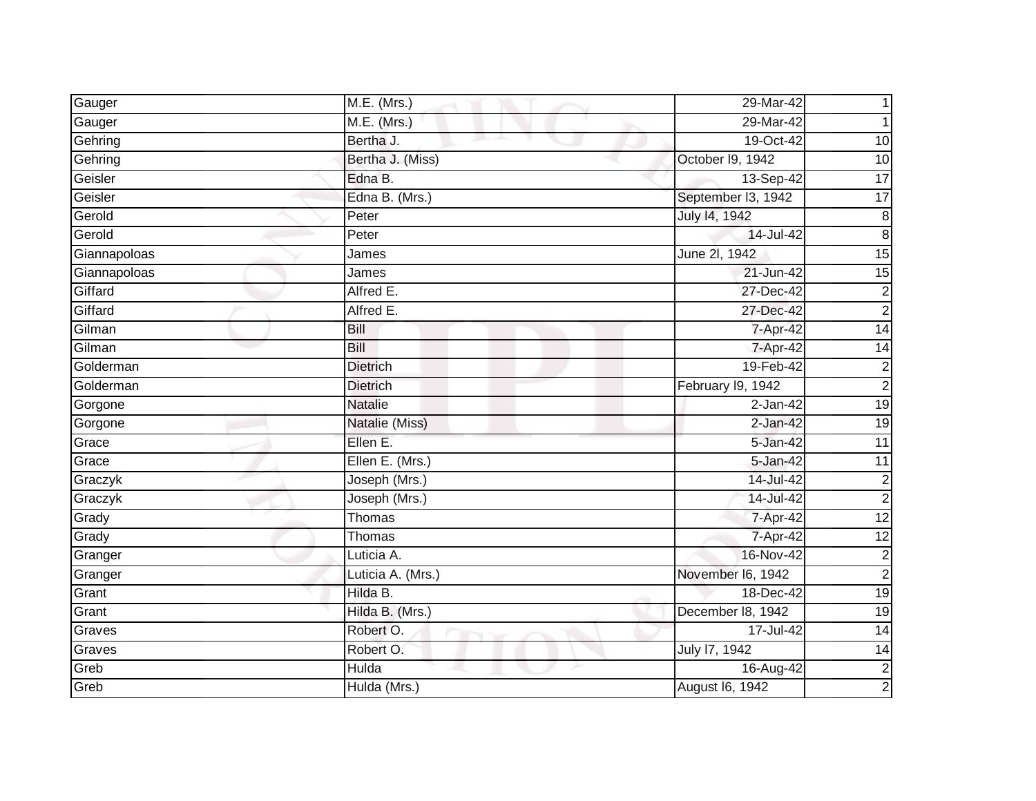| | | | |
|---|---|---|---|
| Gauger | M.E. (Mrs.) | 29-Mar-42 | 1 |
| Gauger | M.E. (Mrs.) | 29-Mar-42 | 1 |
| Gehring | Bertha J. | 19-Oct-42 | 10 |
| Gehring | Bertha J. (Miss) | October l9, 1942 | 10 |
| Geisler | Edna B. | 13-Sep-42 | 17 |
| Geisler | Edna B. (Mrs.) | September l3, 1942 | 17 |
| Gerold | Peter | July l4, 1942 | 8 |
| Gerold | Peter | 14-Jul-42 | 8 |
| Giannapoloas | James | June 2l, 1942 | 15 |
| Giannapoloas | James | 21-Jun-42 | 15 |
| Giffard | Alfred E. | 27-Dec-42 | 2 |
| Giffard | Alfred E. | 27-Dec-42 | 2 |
| Gilman | Bill | 7-Apr-42 | 14 |
| Gilman | Bill | 7-Apr-42 | 14 |
| Golderman | Dietrich | 19-Feb-42 | 2 |
| Golderman | Dietrich | February l9, 1942 | 2 |
| Gorgone | Natalie | 2-Jan-42 | 19 |
| Gorgone | Natalie (Miss) | 2-Jan-42 | 19 |
| Grace | Ellen E. | 5-Jan-42 | 11 |
| Grace | Ellen E. (Mrs.) | 5-Jan-42 | 11 |
| Graczyk | Joseph (Mrs.) | 14-Jul-42 | 2 |
| Graczyk | Joseph (Mrs.) | 14-Jul-42 | 2 |
| Grady | Thomas | 7-Apr-42 | 12 |
| Grady | Thomas | 7-Apr-42 | 12 |
| Granger | Luticia A. | 16-Nov-42 | 2 |
| Granger | Luticia A. (Mrs.) | November l6, 1942 | 2 |
| Grant | Hilda B. | 18-Dec-42 | 19 |
| Grant | Hilda B. (Mrs.) | December l8, 1942 | 19 |
| Graves | Robert O. | 17-Jul-42 | 14 |
| Graves | Robert O. | July l7, 1942 | 14 |
| Greb | Hulda | 16-Aug-42 | 2 |
| Greb | Hulda (Mrs.) | August l6, 1942 | 2 |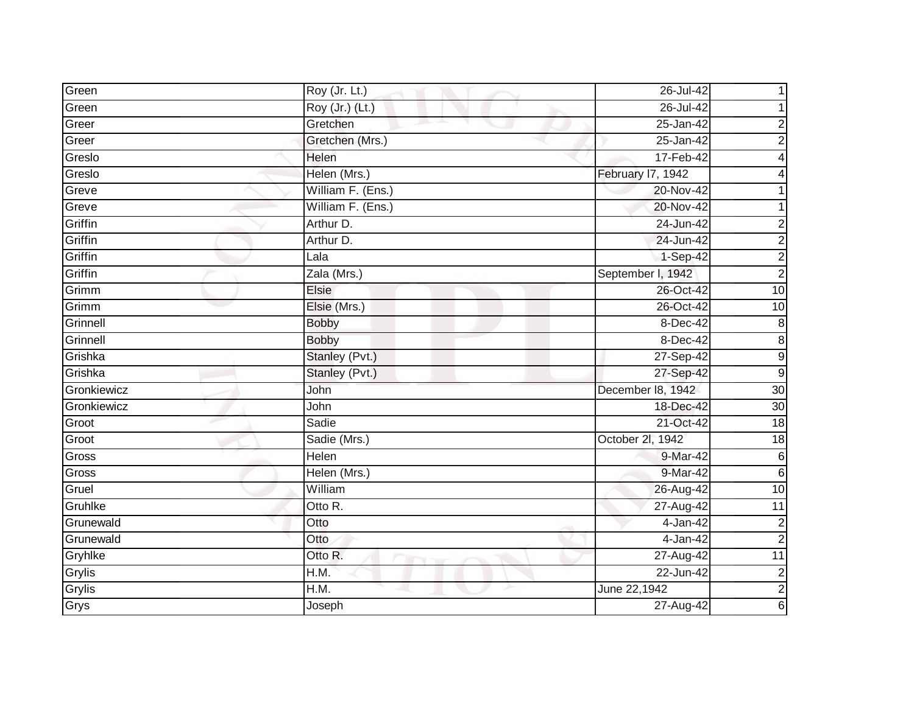| | | | |
|---|---|---|---|
| Green | Roy (Jr. Lt.) | 26-Jul-42 | 1 |
| Green | Roy (Jr.) (Lt.) | 26-Jul-42 | 1 |
| Greer | Gretchen | 25-Jan-42 | 2 |
| Greer | Gretchen (Mrs.) | 25-Jan-42 | 2 |
| Greslo | Helen | 17-Feb-42 | 4 |
| Greslo | Helen (Mrs.) | February l7, 1942 | 4 |
| Greve | William F. (Ens.) | 20-Nov-42 | 1 |
| Greve | William F. (Ens.) | 20-Nov-42 | 1 |
| Griffin | Arthur D. | 24-Jun-42 | 2 |
| Griffin | Arthur D. | 24-Jun-42 | 2 |
| Griffin | Lala | 1-Sep-42 | 2 |
| Griffin | Zala (Mrs.) | September l, 1942 | 2 |
| Grimm | Elsie | 26-Oct-42 | 10 |
| Grimm | Elsie (Mrs.) | 26-Oct-42 | 10 |
| Grinnell | Bobby | 8-Dec-42 | 8 |
| Grinnell | Bobby | 8-Dec-42 | 8 |
| Grishka | Stanley (Pvt.) | 27-Sep-42 | 9 |
| Grishka | Stanley (Pvt.) | 27-Sep-42 | 9 |
| Gronkiewicz | John | December l8, 1942 | 30 |
| Gronkiewicz | John | 18-Dec-42 | 30 |
| Groot | Sadie | 21-Oct-42 | 18 |
| Groot | Sadie (Mrs.) | October 2l, 1942 | 18 |
| Gross | Helen | 9-Mar-42 | 6 |
| Gross | Helen (Mrs.) | 9-Mar-42 | 6 |
| Gruel | William | 26-Aug-42 | 10 |
| Gruhlke | Otto R. | 27-Aug-42 | 11 |
| Grunewald | Otto | 4-Jan-42 | 2 |
| Grunewald | Otto | 4-Jan-42 | 2 |
| Gryhlke | Otto R. | 27-Aug-42 | 11 |
| Grylis | H.M. | 22-Jun-42 | 2 |
| Grylis | H.M. | June 22,1942 | 2 |
| Grys | Joseph | 27-Aug-42 | 6 |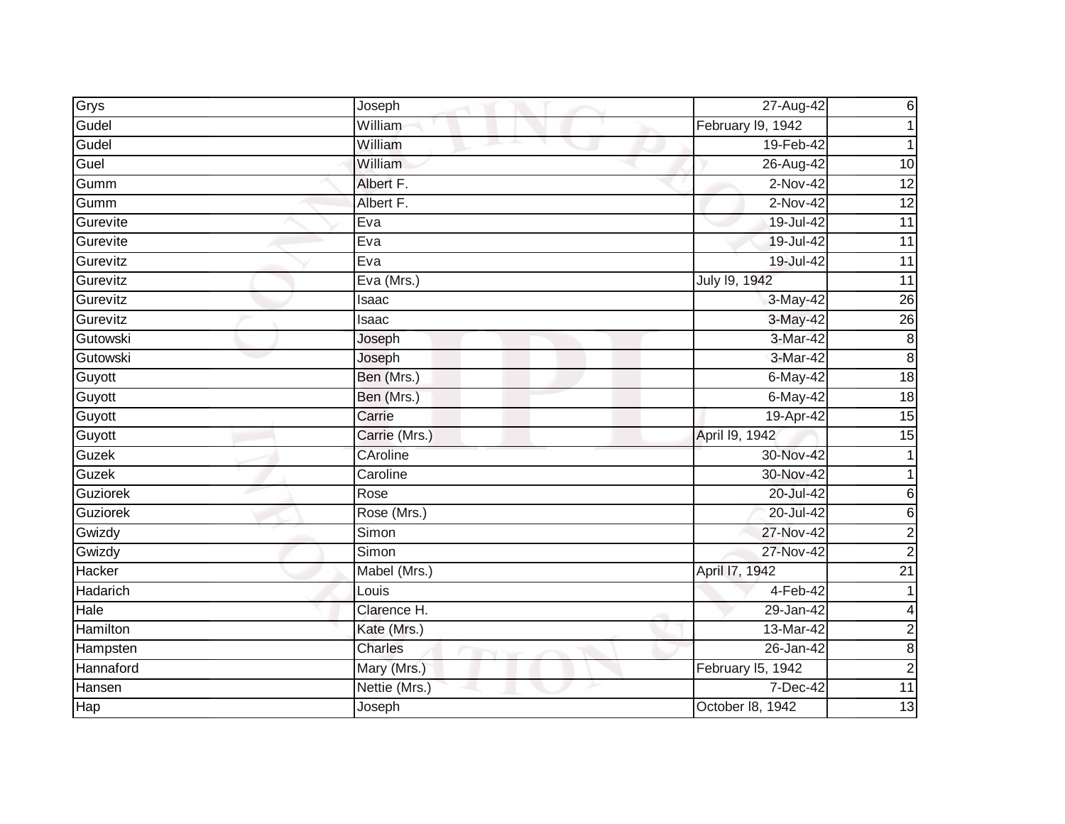| Grys | Joseph | 27-Aug-42 | 6 |
|---|---|---|---|
| Gudel | William | February l9, 1942 | 1 |
| Gudel | William | 19-Feb-42 | 1 |
| Guel | William | 26-Aug-42 | 10 |
| Gumm | Albert F. | 2-Nov-42 | 12 |
| Gumm | Albert F. | 2-Nov-42 | 12 |
| Gurevite | Eva | 19-Jul-42 | 11 |
| Gurevite | Eva | 19-Jul-42 | 11 |
| Gurevitz | Eva | 19-Jul-42 | 11 |
| Gurevitz | Eva (Mrs.) | July l9, 1942 | 11 |
| Gurevitz | Isaac | 3-May-42 | 26 |
| Gurevitz | Isaac | 3-May-42 | 26 |
| Gutowski | Joseph | 3-Mar-42 | 8 |
| Gutowski | Joseph | 3-Mar-42 | 8 |
| Guyott | Ben (Mrs.) | 6-May-42 | 18 |
| Guyott | Ben (Mrs.) | 6-May-42 | 18 |
| Guyott | Carrie | 19-Apr-42 | 15 |
| Guyott | Carrie (Mrs.) | April l9, 1942 | 15 |
| Guzek | CAroline | 30-Nov-42 | 1 |
| Guzek | Caroline | 30-Nov-42 | 1 |
| Guziorek | Rose | 20-Jul-42 | 6 |
| Guziorek | Rose (Mrs.) | 20-Jul-42 | 6 |
| Gwizdy | Simon | 27-Nov-42 | 2 |
| Gwizdy | Simon | 27-Nov-42 | 2 |
| Hacker | Mabel (Mrs.) | April l7, 1942 | 21 |
| Hadarich | Louis | 4-Feb-42 | 1 |
| Hale | Clarence H. | 29-Jan-42 | 4 |
| Hamilton | Kate (Mrs.) | 13-Mar-42 | 2 |
| Hampsten | Charles | 26-Jan-42 | 8 |
| Hannaford | Mary (Mrs.) | February l5, 1942 | 2 |
| Hansen | Nettie (Mrs.) | 7-Dec-42 | 11 |
| Hap | Joseph | October l8, 1942 | 13 |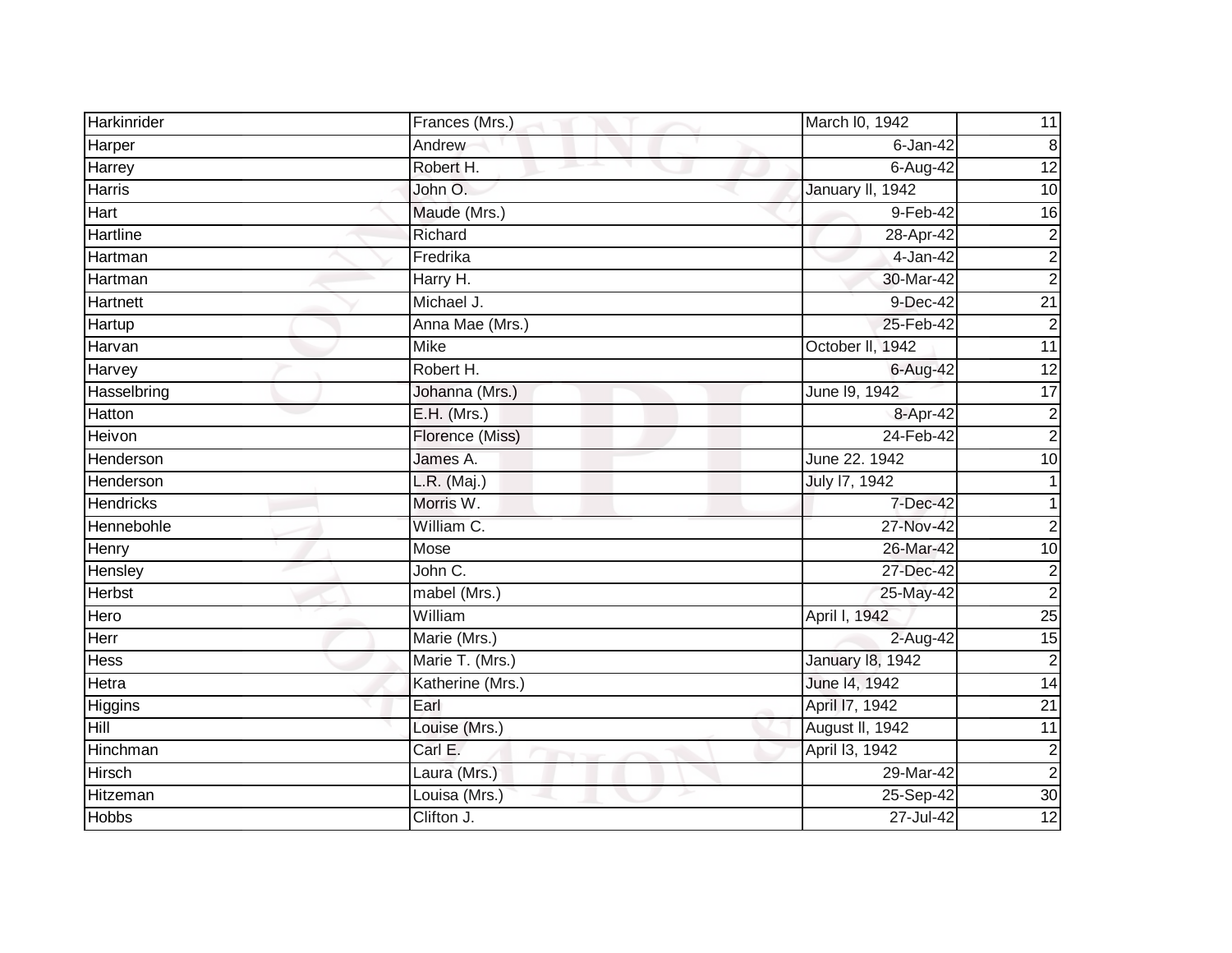| | | | |
|---|---|---|---|
| Harkinrider | Frances (Mrs.) | March l0, 1942 | 11 |
| Harper | Andrew | 6-Jan-42 | 8 |
| Harrey | Robert H. | 6-Aug-42 | 12 |
| Harris | John O. | January ll, 1942 | 10 |
| Hart | Maude (Mrs.) | 9-Feb-42 | 16 |
| Hartline | Richard | 28-Apr-42 | 2 |
| Hartman | Fredrika | 4-Jan-42 | 2 |
| Hartman | Harry H. | 30-Mar-42 | 2 |
| Hartnett | Michael J. | 9-Dec-42 | 21 |
| Hartup | Anna Mae (Mrs.) | 25-Feb-42 | 2 |
| Harvan | Mike | October ll, 1942 | 11 |
| Harvey | Robert H. | 6-Aug-42 | 12 |
| Hasselbring | Johanna (Mrs.) | June l9, 1942 | 17 |
| Hatton | E.H. (Mrs.) | 8-Apr-42 | 2 |
| Heivon | Florence (Miss) | 24-Feb-42 | 2 |
| Henderson | James A. | June 22. 1942 | 10 |
| Henderson | L.R. (Maj.) | July l7, 1942 | 1 |
| Hendricks | Morris W. | 7-Dec-42 | 1 |
| Hennebohle | William C. | 27-Nov-42 | 2 |
| Henry | Mose | 26-Mar-42 | 10 |
| Hensley | John C. | 27-Dec-42 | 2 |
| Herbst | mabel (Mrs.) | 25-May-42 | 2 |
| Hero | William | April l, 1942 | 25 |
| Herr | Marie (Mrs.) | 2-Aug-42 | 15 |
| Hess | Marie T. (Mrs.) | January l8, 1942 | 2 |
| Hetra | Katherine (Mrs.) | June l4, 1942 | 14 |
| Higgins | Earl | April l7, 1942 | 21 |
| Hill | Louise (Mrs.) | August ll, 1942 | 11 |
| Hinchman | Carl E. | April l3, 1942 | 2 |
| Hirsch | Laura (Mrs.) | 29-Mar-42 | 2 |
| Hitzeman | Louisa (Mrs.) | 25-Sep-42 | 30 |
| Hobbs | Clifton J. | 27-Jul-42 | 12 |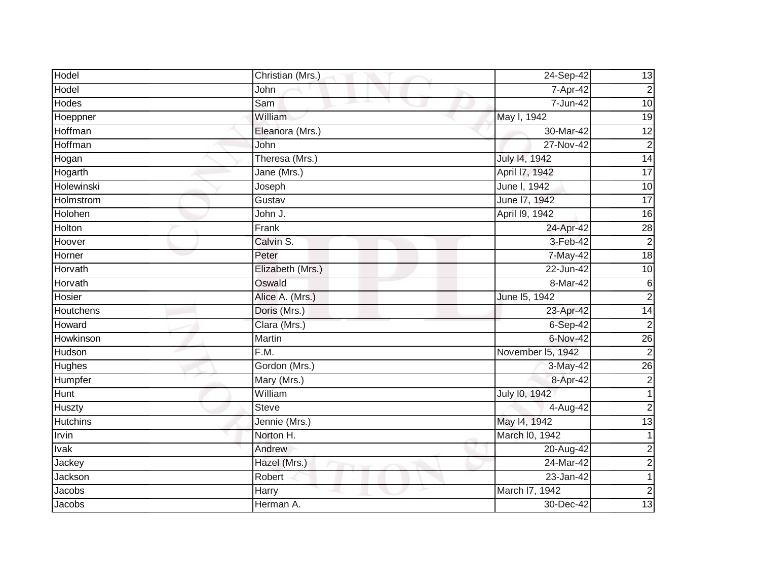| | | | |
|---|---|---|---|
| Hodel | Christian (Mrs.) | 24-Sep-42 | 13 |
| Hodel | John | 7-Apr-42 | 2 |
| Hodes | Sam | 7-Jun-42 | 10 |
| Hoeppner | William | May l, 1942 | 19 |
| Hoffman | Eleanora (Mrs.) | 30-Mar-42 | 12 |
| Hoffman | John | 27-Nov-42 | 2 |
| Hogan | Theresa (Mrs.) | July l4, 1942 | 14 |
| Hogarth | Jane (Mrs.) | April l7, 1942 | 17 |
| Holewinski | Joseph | June l, 1942 | 10 |
| Holmstrom | Gustav | June l7, 1942 | 17 |
| Holohen | John J. | April l9, 1942 | 16 |
| Holton | Frank | 24-Apr-42 | 28 |
| Hoover | Calvin S. | 3-Feb-42 | 2 |
| Horner | Peter | 7-May-42 | 18 |
| Horvath | Elizabeth (Mrs.) | 22-Jun-42 | 10 |
| Horvath | Oswald | 8-Mar-42 | 6 |
| Hosier | Alice A. (Mrs.) | June l5, 1942 | 2 |
| Houtchens | Doris (Mrs.) | 23-Apr-42 | 14 |
| Howard | Clara (Mrs.) | 6-Sep-42 | 2 |
| Howkinson | Martin | 6-Nov-42 | 26 |
| Hudson | F.M. | November l5, 1942 | 2 |
| Hughes | Gordon (Mrs.) | 3-May-42 | 26 |
| Humpfer | Mary (Mrs.) | 8-Apr-42 | 2 |
| Hunt | William | July l0, 1942 | 1 |
| Huszty | Steve | 4-Aug-42 | 2 |
| Hutchins | Jennie (Mrs.) | May l4, 1942 | 13 |
| Irvin | Norton H. | March l0, 1942 | 1 |
| Ivak | Andrew | 20-Aug-42 | 2 |
| Jackey | Hazel (Mrs.) | 24-Mar-42 | 2 |
| Jackson | Robert | 23-Jan-42 | 1 |
| Jacobs | Harry | March l7, 1942 | 2 |
| Jacobs | Herman A. | 30-Dec-42 | 13 |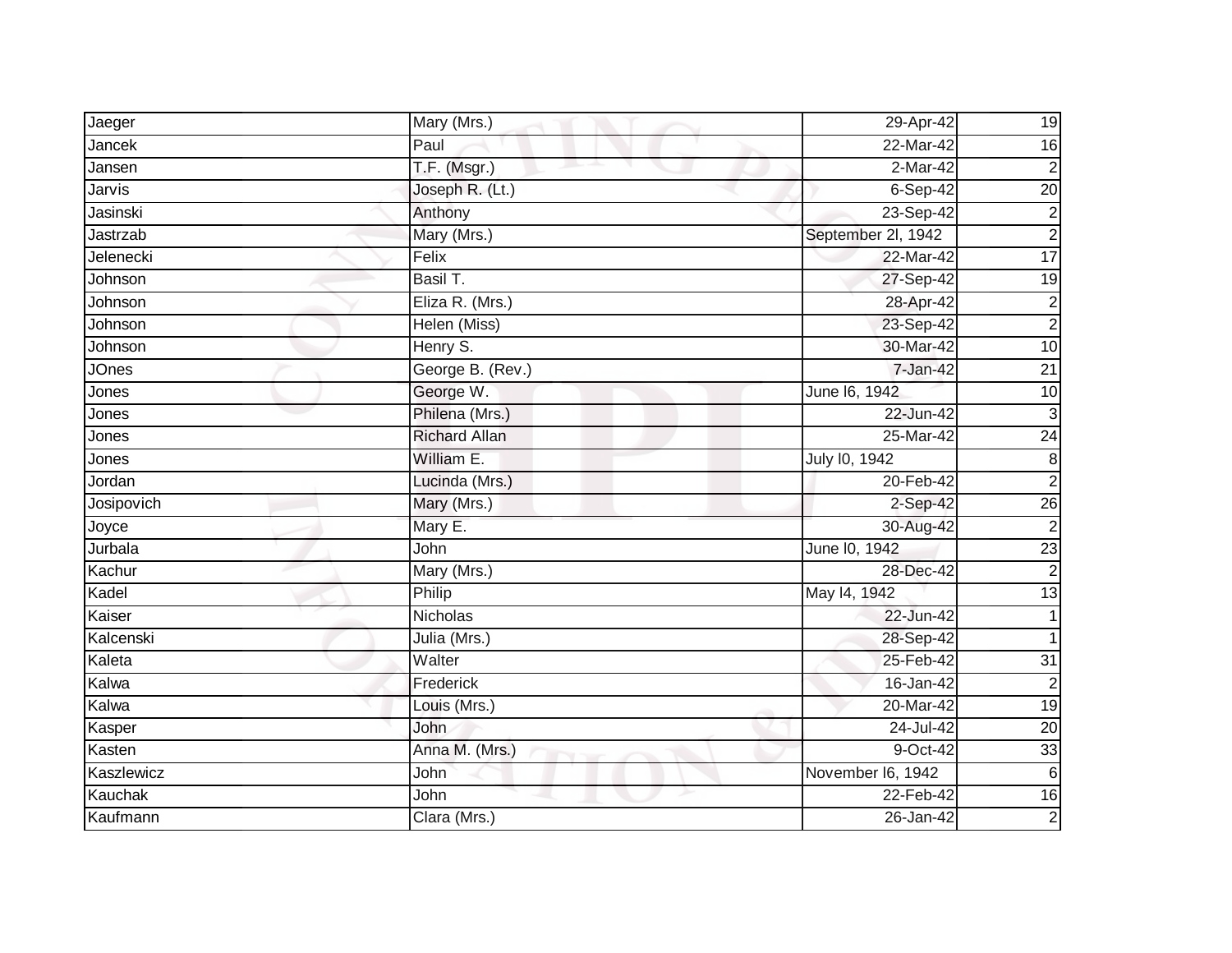| Jaeger | Mary (Mrs.) | 29-Apr-42 | 19 |
|---|---|---|---|
| Jancek | Paul | 22-Mar-42 | 16 |
| Jansen | T.F. (Msgr.) | 2-Mar-42 | 2 |
| Jarvis | Joseph R. (Lt.) | 6-Sep-42 | 20 |
| Jasinski | Anthony | 23-Sep-42 | 2 |
| Jastrzab | Mary (Mrs.) | September 2l, 1942 | 2 |
| Jelenecki | Felix | 22-Mar-42 | 17 |
| Johnson | Basil T. | 27-Sep-42 | 19 |
| Johnson | Eliza R. (Mrs.) | 28-Apr-42 | 2 |
| Johnson | Helen (Miss) | 23-Sep-42 | 2 |
| Johnson | Henry S. | 30-Mar-42 | 10 |
| JOnes | George B. (Rev.) | 7-Jan-42 | 21 |
| Jones | George W. | June l6, 1942 | 10 |
| Jones | Philena (Mrs.) | 22-Jun-42 | 3 |
| Jones | Richard Allan | 25-Mar-42 | 24 |
| Jones | William E. | July l0, 1942 | 8 |
| Jordan | Lucinda (Mrs.) | 20-Feb-42 | 2 |
| Josipovich | Mary (Mrs.) | 2-Sep-42 | 26 |
| Joyce | Mary E. | 30-Aug-42 | 2 |
| Jurbala | John | June l0, 1942 | 23 |
| Kachur | Mary (Mrs.) | 28-Dec-42 | 2 |
| Kadel | Philip | May l4, 1942 | 13 |
| Kaiser | Nicholas | 22-Jun-42 | 1 |
| Kalcenski | Julia (Mrs.) | 28-Sep-42 | 1 |
| Kaleta | Walter | 25-Feb-42 | 31 |
| Kalwa | Frederick | 16-Jan-42 | 2 |
| Kalwa | Louis (Mrs.) | 20-Mar-42 | 19 |
| Kasper | John | 24-Jul-42 | 20 |
| Kasten | Anna M. (Mrs.) | 9-Oct-42 | 33 |
| Kaszlewicz | John | November l6, 1942 | 6 |
| Kauchak | John | 22-Feb-42 | 16 |
| Kaufmann | Clara (Mrs.) | 26-Jan-42 | 2 |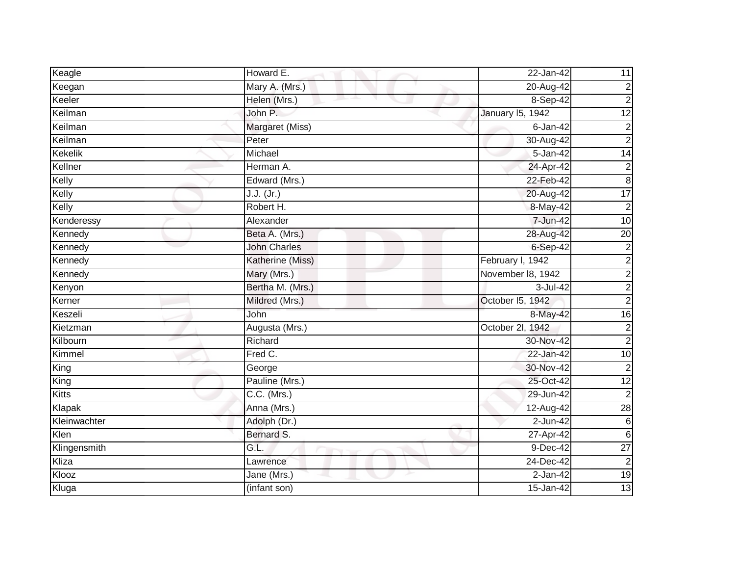| Keagle | Howard E. | 22-Jan-42 | 11 |
|---|---|---|---|
| Keegan | Mary A. (Mrs.) | 20-Aug-42 | 2 |
| Keeler | Helen (Mrs.) | 8-Sep-42 | 2 |
| Keilman | John P. | January l5, 1942 | 12 |
| Keilman | Margaret (Miss) | 6-Jan-42 | 2 |
| Keilman | Peter | 30-Aug-42 | 2 |
| Kekelik | Michael | 5-Jan-42 | 14 |
| Kellner | Herman A. | 24-Apr-42 | 2 |
| Kelly | Edward (Mrs.) | 22-Feb-42 | 8 |
| Kelly | J.J. (Jr.) | 20-Aug-42 | 17 |
| Kelly | Robert H. | 8-May-42 | 2 |
| Kenderessy | Alexander | 7-Jun-42 | 10 |
| Kennedy | Beta A. (Mrs.) | 28-Aug-42 | 20 |
| Kennedy | John Charles | 6-Sep-42 | 2 |
| Kennedy | Katherine (Miss) | February l, 1942 | 2 |
| Kennedy | Mary (Mrs.) | November l8, 1942 | 2 |
| Kenyon | Bertha M. (Mrs.) | 3-Jul-42 | 2 |
| Kerner | Mildred (Mrs.) | October l5, 1942 | 2 |
| Keszeli | John | 8-May-42 | 16 |
| Kietzman | Augusta (Mrs.) | October 2l, 1942 | 2 |
| Kilbourn | Richard | 30-Nov-42 | 2 |
| Kimmel | Fred C. | 22-Jan-42 | 10 |
| King | George | 30-Nov-42 | 2 |
| King | Pauline (Mrs.) | 25-Oct-42 | 12 |
| Kitts | C.C. (Mrs.) | 29-Jun-42 | 2 |
| Klapak | Anna (Mrs.) | 12-Aug-42 | 28 |
| Kleinwachter | Adolph (Dr.) | 2-Jun-42 | 6 |
| Klen | Bernard S. | 27-Apr-42 | 6 |
| Klingensmith | G.L. | 9-Dec-42 | 27 |
| Kliza | Lawrence | 24-Dec-42 | 2 |
| Klooz | Jane (Mrs.) | 2-Jan-42 | 19 |
| Kluga | (infant son) | 15-Jan-42 | 13 |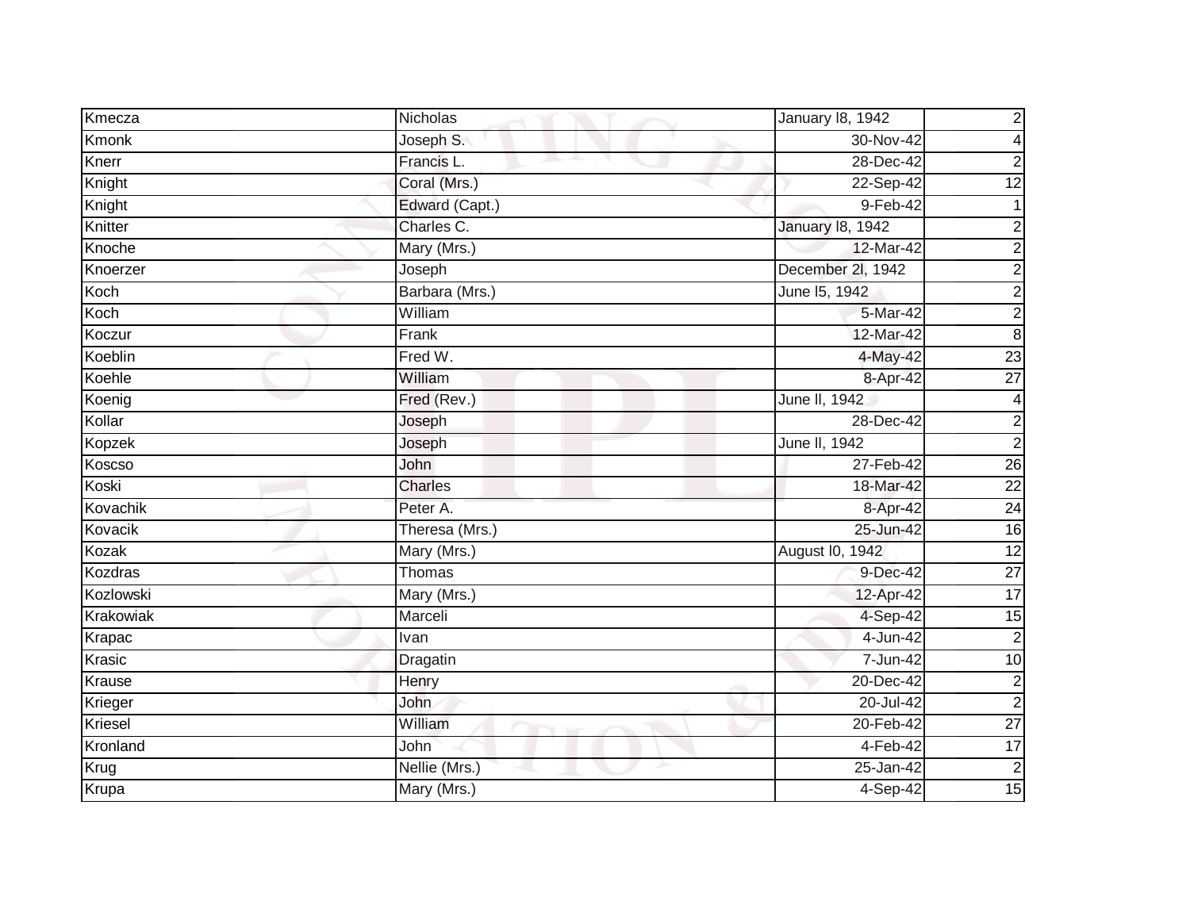| Kmecza | Nicholas | January l8, 1942 | 2 |
|---|---|---|---|
| Kmonk | Joseph S. | 30-Nov-42 | 4 |
| Knerr | Francis L. | 28-Dec-42 | 2 |
| Knight | Coral (Mrs.) | 22-Sep-42 | 12 |
| Knight | Edward (Capt.) | 9-Feb-42 | 1 |
| Knitter | Charles C. | January l8, 1942 | 2 |
| Knoche | Mary (Mrs.) | 12-Mar-42 | 2 |
| Knoerzer | Joseph | December 2l, 1942 | 2 |
| Koch | Barbara (Mrs.) | June l5, 1942 | 2 |
| Koch | William | 5-Mar-42 | 2 |
| Koczur | Frank | 12-Mar-42 | 8 |
| Koeblin | Fred W. | 4-May-42 | 23 |
| Koehle | William | 8-Apr-42 | 27 |
| Koenig | Fred (Rev.) | June ll, 1942 | 4 |
| Kollar | Joseph | 28-Dec-42 | 2 |
| Kopzek | Joseph | June ll, 1942 | 2 |
| Koscso | John | 27-Feb-42 | 26 |
| Koski | Charles | 18-Mar-42 | 22 |
| Kovachik | Peter A. | 8-Apr-42 | 24 |
| Kovacik | Theresa (Mrs.) | 25-Jun-42 | 16 |
| Kozak | Mary (Mrs.) | August l0, 1942 | 12 |
| Kozdras | Thomas | 9-Dec-42 | 27 |
| Kozlowski | Mary (Mrs.) | 12-Apr-42 | 17 |
| Krakowiak | Marceli | 4-Sep-42 | 15 |
| Krapac | Ivan | 4-Jun-42 | 2 |
| Krasic | Dragatin | 7-Jun-42 | 10 |
| Krause | Henry | 20-Dec-42 | 2 |
| Krieger | John | 20-Jul-42 | 2 |
| Kriesel | William | 20-Feb-42 | 27 |
| Kronland | John | 4-Feb-42 | 17 |
| Krug | Nellie (Mrs.) | 25-Jan-42 | 2 |
| Krupa | Mary (Mrs.) | 4-Sep-42 | 15 |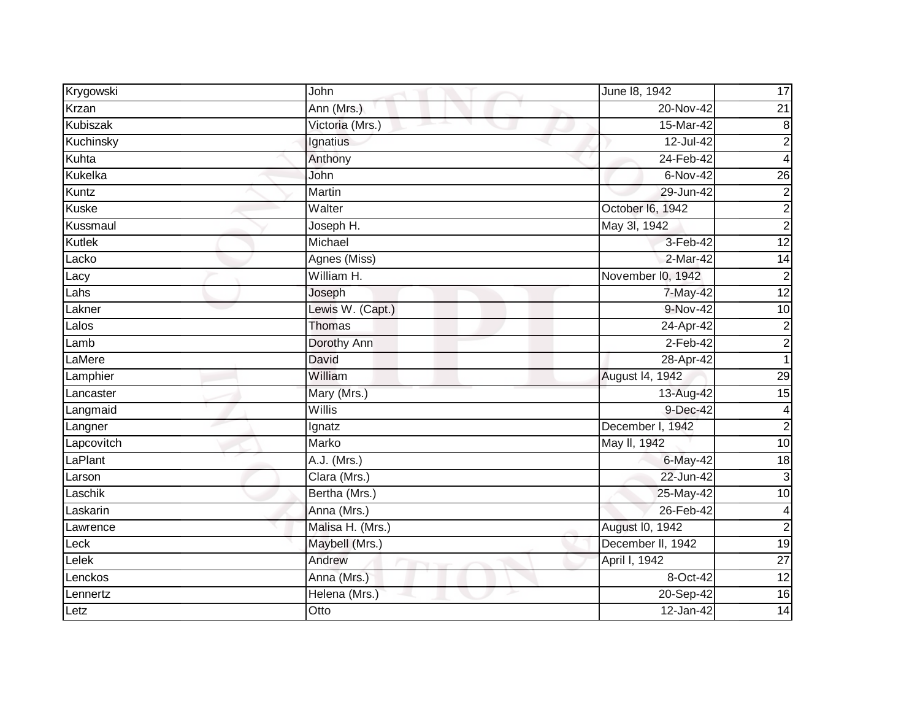| Krygowski | John | June l8, 1942 | 17 |
|---|---|---|---|
| Krzan | Ann (Mrs.) | 20-Nov-42 | 21 |
| Kubiszak | Victoria (Mrs.) | 15-Mar-42 | 8 |
| Kuchinsky | Ignatius | 12-Jul-42 | 2 |
| Kuhta | Anthony | 24-Feb-42 | 4 |
| Kukelka | John | 6-Nov-42 | 26 |
| Kuntz | Martin | 29-Jun-42 | 2 |
| Kuske | Walter | October l6, 1942 | 2 |
| Kussmaul | Joseph H. | May 3l, 1942 | 2 |
| Kutlek | Michael | 3-Feb-42 | 12 |
| Lacko | Agnes (Miss) | 2-Mar-42 | 14 |
| Lacy | William H. | November l0, 1942 | 2 |
| Lahs | Joseph | 7-May-42 | 12 |
| Lakner | Lewis W. (Capt.) | 9-Nov-42 | 10 |
| Lalos | Thomas | 24-Apr-42 | 2 |
| Lamb | Dorothy Ann | 2-Feb-42 | 2 |
| LaMere | David | 28-Apr-42 | 1 |
| Lamphier | William | August l4, 1942 | 29 |
| Lancaster | Mary (Mrs.) | 13-Aug-42 | 15 |
| Langmaid | Willis | 9-Dec-42 | 4 |
| Langner | Ignatz | December l, 1942 | 2 |
| Lapcovitch | Marko | May ll, 1942 | 10 |
| LaPlant | A.J. (Mrs.) | 6-May-42 | 18 |
| Larson | Clara (Mrs.) | 22-Jun-42 | 3 |
| Laschik | Bertha (Mrs.) | 25-May-42 | 10 |
| Laskarin | Anna (Mrs.) | 26-Feb-42 | 4 |
| Lawrence | Malisa H. (Mrs.) | August l0, 1942 | 2 |
| Leck | Maybell (Mrs.) | December ll, 1942 | 19 |
| Lelek | Andrew | April l, 1942 | 27 |
| Lenckos | Anna (Mrs.) | 8-Oct-42 | 12 |
| Lennertz | Helena (Mrs.) | 20-Sep-42 | 16 |
| Letz | Otto | 12-Jan-42 | 14 |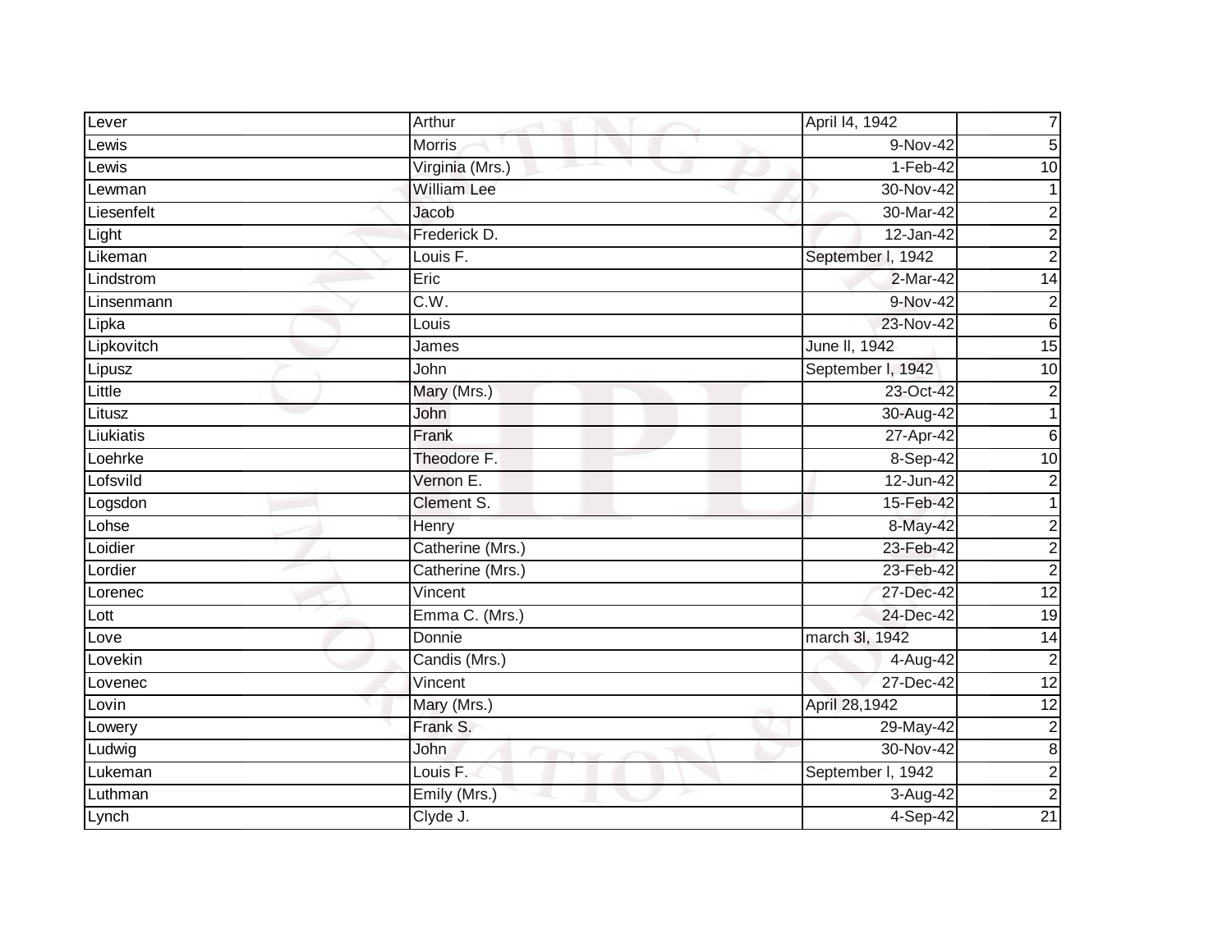| Lever | Arthur | April l4, 1942 | 7 |
|---|---|---|---|
| Lewis | Morris | 9-Nov-42 | 5 |
| Lewis | Virginia (Mrs.) | 1-Feb-42 | 10 |
| Lewman | William Lee | 30-Nov-42 | 1 |
| Liesenfelt | Jacob | 30-Mar-42 | 2 |
| Light | Frederick D. | 12-Jan-42 | 2 |
| Likeman | Louis F. | September l, 1942 | 2 |
| Lindstrom | Eric | 2-Mar-42 | 14 |
| Linsenmann | C.W. | 9-Nov-42 | 2 |
| Lipka | Louis | 23-Nov-42 | 6 |
| Lipkovitch | James | June ll, 1942 | 15 |
| Lipusz | John | September l, 1942 | 10 |
| Little | Mary (Mrs.) | 23-Oct-42 | 2 |
| Litusz | John | 30-Aug-42 | 1 |
| Liukiatis | Frank | 27-Apr-42 | 6 |
| Loehrke | Theodore F. | 8-Sep-42 | 10 |
| Lofsvild | Vernon E. | 12-Jun-42 | 2 |
| Logsdon | Clement S. | 15-Feb-42 | 1 |
| Lohse | Henry | 8-May-42 | 2 |
| Loidier | Catherine (Mrs.) | 23-Feb-42 | 2 |
| Lordier | Catherine (Mrs.) | 23-Feb-42 | 2 |
| Lorenec | Vincent | 27-Dec-42 | 12 |
| Lott | Emma C. (Mrs.) | 24-Dec-42 | 19 |
| Love | Donnie | march 3l, 1942 | 14 |
| Lovekin | Candis (Mrs.) | 4-Aug-42 | 2 |
| Lovenec | Vincent | 27-Dec-42 | 12 |
| Lovin | Mary (Mrs.) | April 28,1942 | 12 |
| Lowery | Frank S. | 29-May-42 | 2 |
| Ludwig | John | 30-Nov-42 | 8 |
| Lukeman | Louis F. | September l, 1942 | 2 |
| Luthman | Emily (Mrs.) | 3-Aug-42 | 2 |
| Lynch | Clyde J. | 4-Sep-42 | 21 |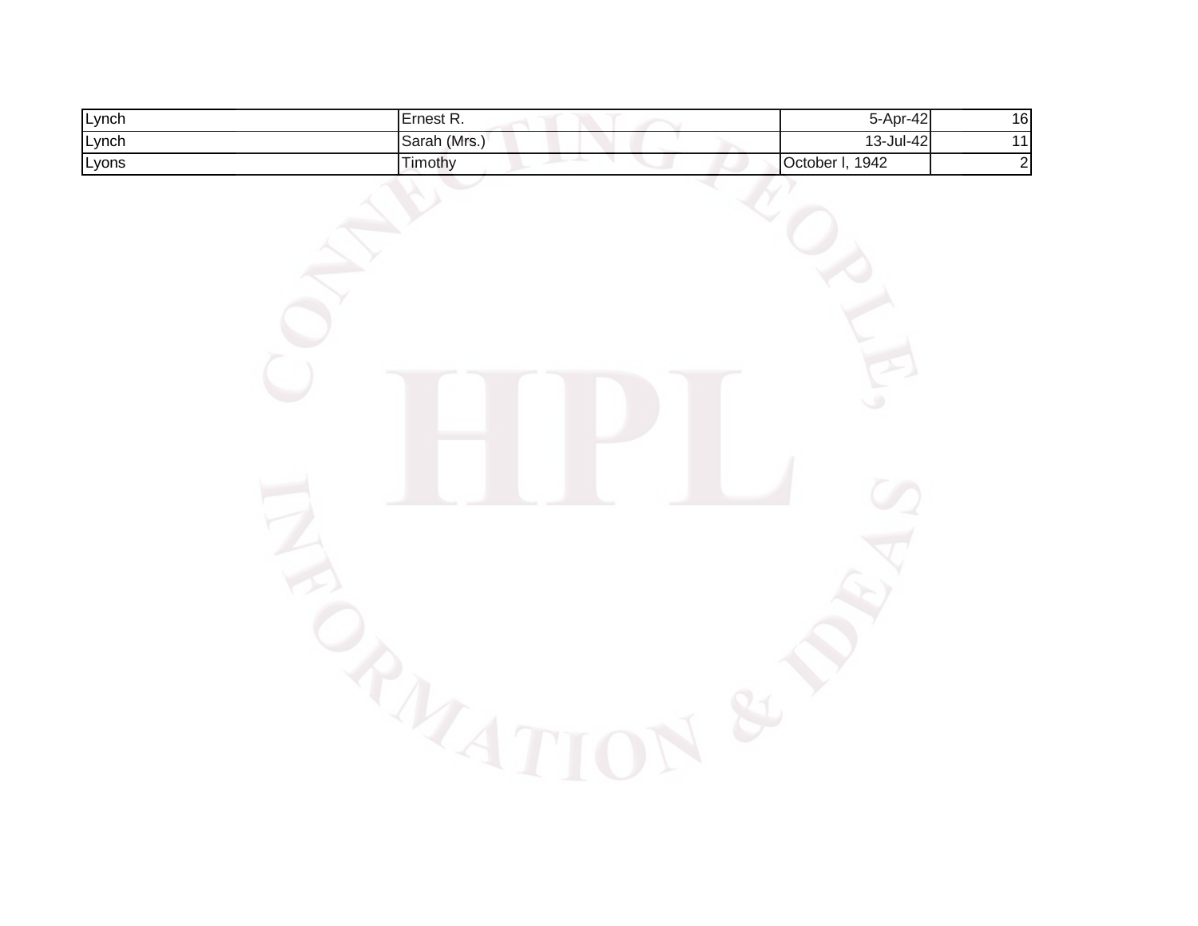| Lynch | Ernest R. | 5-Apr-42 | 16 |
|---|---|---|---|
| Lynch | Sarah (Mrs.) | 13-Jul-42 | 11 |
| Lyons | Timothy | October l, 1942 | 2 |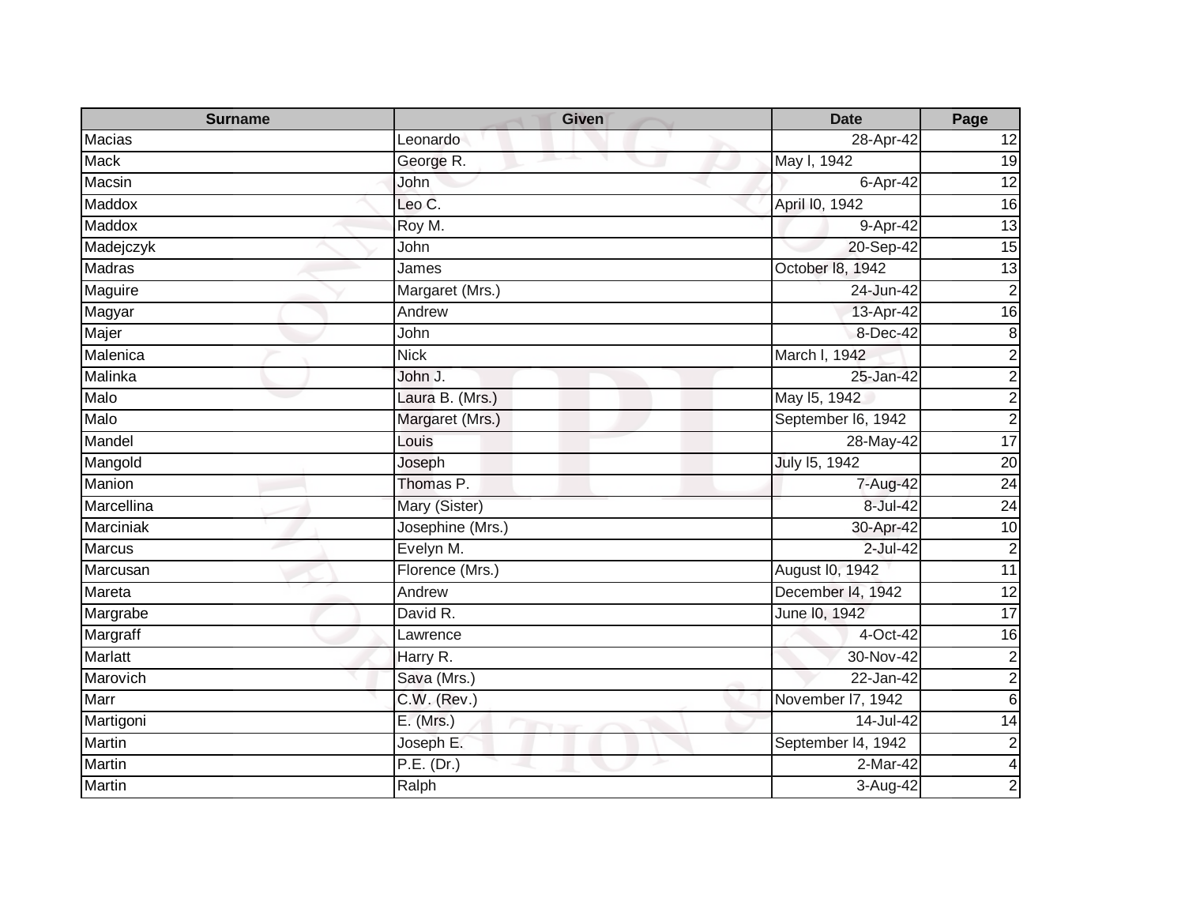| Surname | Given | Date | Page |
|---|---|---|---|
| Macias | Leonardo | 28-Apr-42 | 12 |
| Mack | George R. | May l, 1942 | 19 |
| Macsin | John | 6-Apr-42 | 12 |
| Maddox | Leo C. | April l0, 1942 | 16 |
| Maddox | Roy M. | 9-Apr-42 | 13 |
| Madejczyk | John | 20-Sep-42 | 15 |
| Madras | James | October l8, 1942 | 13 |
| Maguire | Margaret (Mrs.) | 24-Jun-42 | 2 |
| Magyar | Andrew | 13-Apr-42 | 16 |
| Majer | John | 8-Dec-42 | 8 |
| Malenica | Nick | March l, 1942 | 2 |
| Malinka | John J. | 25-Jan-42 | 2 |
| Malo | Laura B. (Mrs.) | May l5, 1942 | 2 |
| Malo | Margaret (Mrs.) | September l6, 1942 | 2 |
| Mandel | Louis | 28-May-42 | 17 |
| Mangold | Joseph | July l5, 1942 | 20 |
| Manion | Thomas P. | 7-Aug-42 | 24 |
| Marcellina | Mary (Sister) | 8-Jul-42 | 24 |
| Marciniak | Josephine (Mrs.) | 30-Apr-42 | 10 |
| Marcus | Evelyn M. | 2-Jul-42 | 2 |
| Marcusan | Florence (Mrs.) | August l0, 1942 | 11 |
| Mareta | Andrew | December l4, 1942 | 12 |
| Margrabe | David R. | June l0, 1942 | 17 |
| Margraff | Lawrence | 4-Oct-42 | 16 |
| Marlatt | Harry R. | 30-Nov-42 | 2 |
| Marovich | Sava (Mrs.) | 22-Jan-42 | 2 |
| Marr | C.W. (Rev.) | November l7, 1942 | 6 |
| Martigoni | E. (Mrs.) | 14-Jul-42 | 14 |
| Martin | Joseph E. | September l4, 1942 | 2 |
| Martin | P.E. (Dr.) | 2-Mar-42 | 4 |
| Martin | Ralph | 3-Aug-42 | 2 |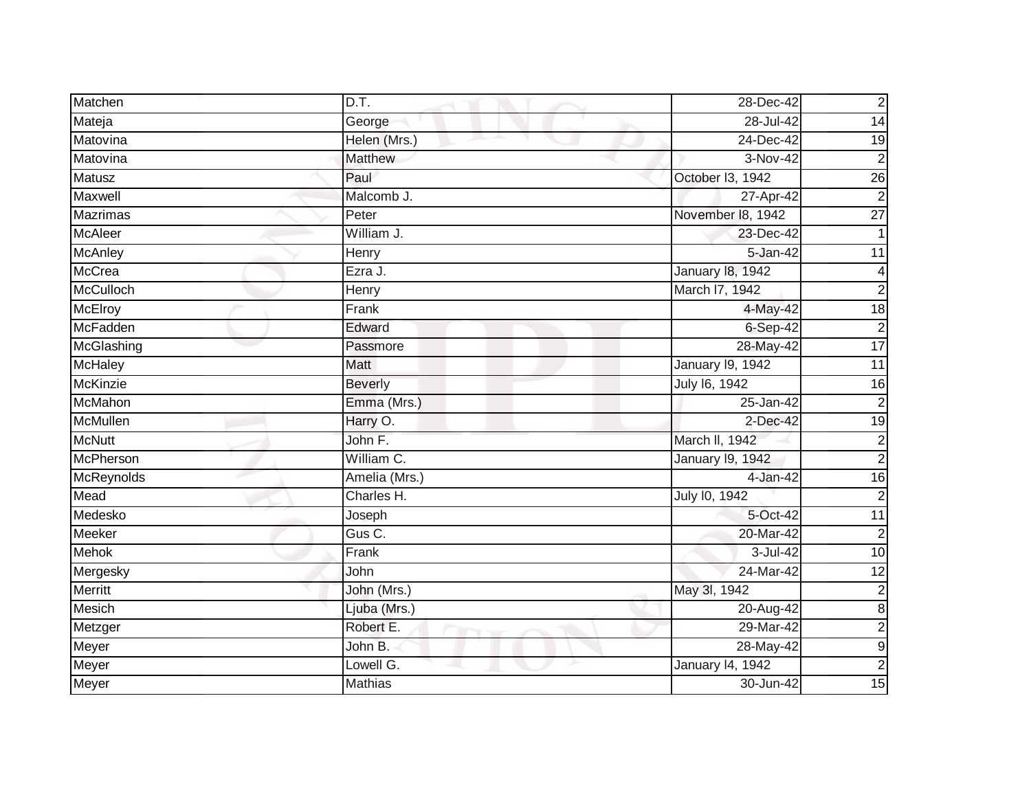| Matchen | D.T. | 28-Dec-42 | 2 |
|---|---|---|---|
| Mateja | George | 28-Jul-42 | 14 |
| Matovina | Helen (Mrs.) | 24-Dec-42 | 19 |
| Matovina | Matthew | 3-Nov-42 | 2 |
| Matusz | Paul | October l3, 1942 | 26 |
| Maxwell | Malcomb J. | 27-Apr-42 | 2 |
| Mazrimas | Peter | November l8, 1942 | 27 |
| McAleer | William J. | 23-Dec-42 | 1 |
| McAnley | Henry | 5-Jan-42 | 11 |
| McCrea | Ezra J. | January l8, 1942 | 4 |
| McCulloch | Henry | March l7, 1942 | 2 |
| McElroy | Frank | 4-May-42 | 18 |
| McFadden | Edward | 6-Sep-42 | 2 |
| McGlashing | Passmore | 28-May-42 | 17 |
| McHaley | Matt | January l9, 1942 | 11 |
| McKinzie | Beverly | July l6, 1942 | 16 |
| McMahon | Emma (Mrs.) | 25-Jan-42 | 2 |
| McMullen | Harry O. | 2-Dec-42 | 19 |
| McNutt | John F. | March ll, 1942 | 2 |
| McPherson | William C. | January l9, 1942 | 2 |
| McReynolds | Amelia (Mrs.) | 4-Jan-42 | 16 |
| Mead | Charles H. | July l0, 1942 | 2 |
| Medesko | Joseph | 5-Oct-42 | 11 |
| Meeker | Gus C. | 20-Mar-42 | 2 |
| Mehok | Frank | 3-Jul-42 | 10 |
| Mergesky | John | 24-Mar-42 | 12 |
| Merritt | John (Mrs.) | May 3l, 1942 | 2 |
| Mesich | Ljuba (Mrs.) | 20-Aug-42 | 8 |
| Metzger | Robert E. | 29-Mar-42 | 2 |
| Meyer | John B. | 28-May-42 | 9 |
| Meyer | Lowell G. | January l4, 1942 | 2 |
| Meyer | Mathias | 30-Jun-42 | 15 |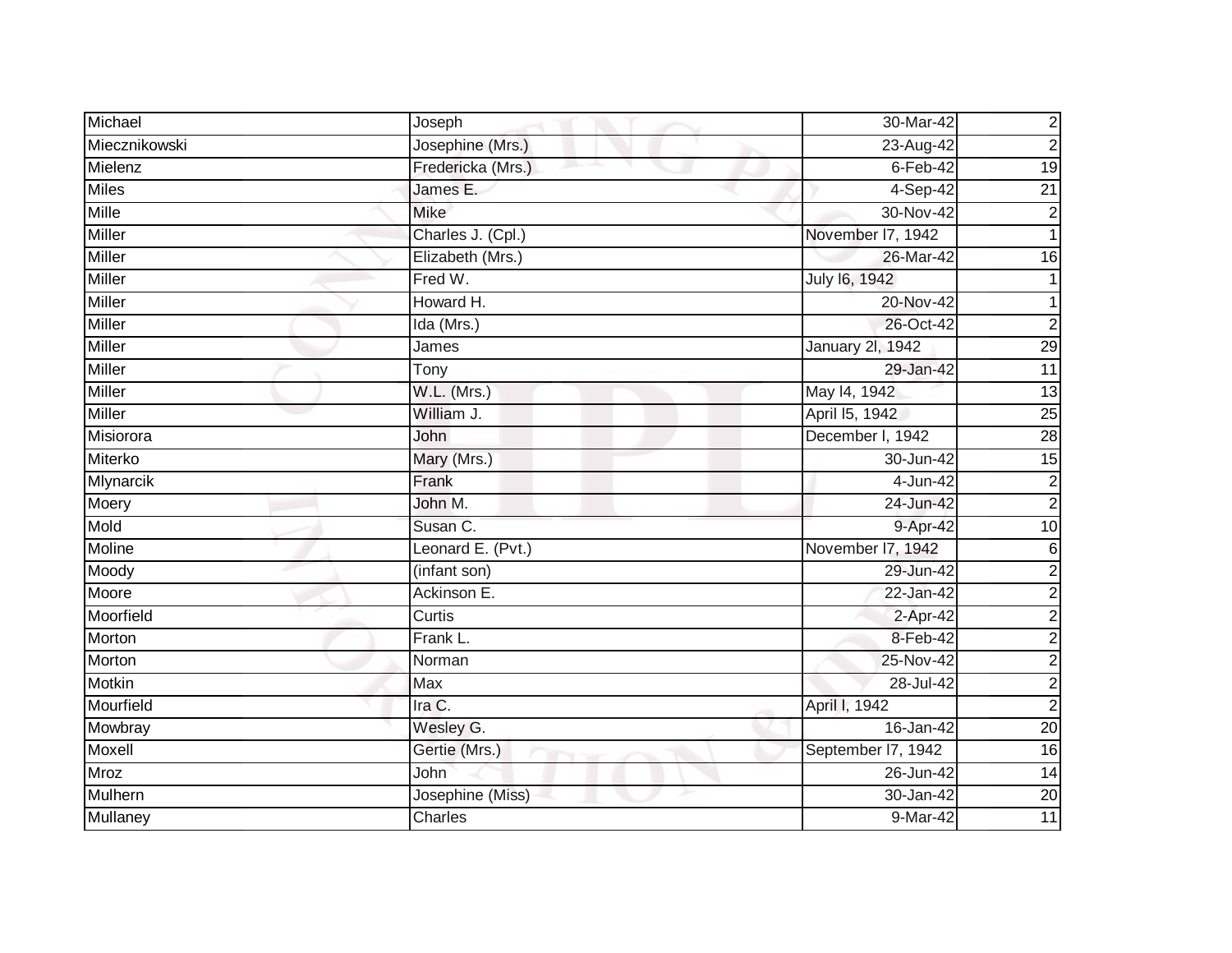| Michael | Joseph | 30-Mar-42 | 2 |
|---|---|---|---|
| Miecznikowski | Josephine (Mrs.) | 23-Aug-42 | 2 |
| Mielenz | Fredericka (Mrs.) | 6-Feb-42 | 19 |
| Miles | James E. | 4-Sep-42 | 21 |
| Mille | Mike | 30-Nov-42 | 2 |
| Miller | Charles J. (Cpl.) | November l7, 1942 | 1 |
| Miller | Elizabeth (Mrs.) | 26-Mar-42 | 16 |
| Miller | Fred W. | July l6, 1942 | 1 |
| Miller | Howard H. | 20-Nov-42 | 1 |
| Miller | Ida (Mrs.) | 26-Oct-42 | 2 |
| Miller | James | January 2l, 1942 | 29 |
| Miller | Tony | 29-Jan-42 | 11 |
| Miller | W.L. (Mrs.) | May l4, 1942 | 13 |
| Miller | William J. | April l5, 1942 | 25 |
| Misiorora | John | December l, 1942 | 28 |
| Miterko | Mary (Mrs.) | 30-Jun-42 | 15 |
| Mlynarcik | Frank | 4-Jun-42 | 2 |
| Moery | John M. | 24-Jun-42 | 2 |
| Mold | Susan C. | 9-Apr-42 | 10 |
| Moline | Leonard E. (Pvt.) | November l7, 1942 | 6 |
| Moody | (infant son) | 29-Jun-42 | 2 |
| Moore | Ackinson E. | 22-Jan-42 | 2 |
| Moorfield | Curtis | 2-Apr-42 | 2 |
| Morton | Frank L. | 8-Feb-42 | 2 |
| Morton | Norman | 25-Nov-42 | 2 |
| Motkin | Max | 28-Jul-42 | 2 |
| Mourfield | Ira C. | April l, 1942 | 2 |
| Mowbray | Wesley G. | 16-Jan-42 | 20 |
| Moxell | Gertie (Mrs.) | September l7, 1942 | 16 |
| Mroz | John | 26-Jun-42 | 14 |
| Mulhern | Josephine (Miss) | 30-Jan-42 | 20 |
| Mullaney | Charles | 9-Mar-42 | 11 |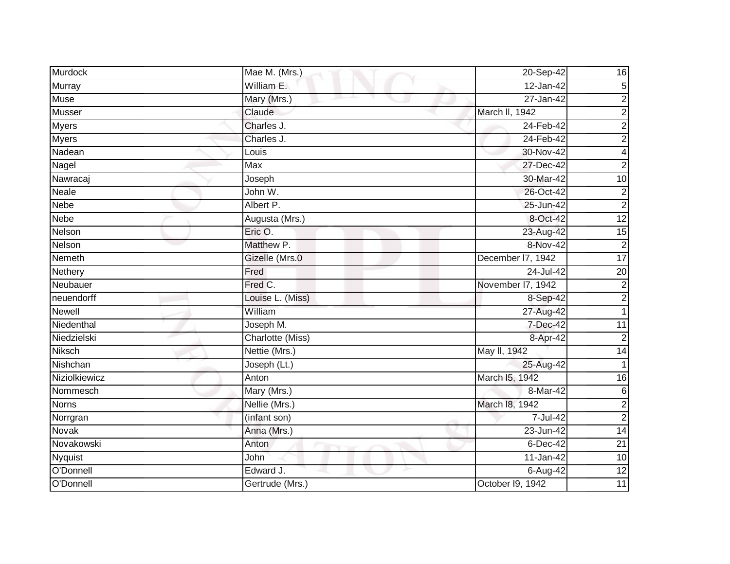| Murdock | Mae M. (Mrs.) | 20-Sep-42 | 16 |
|---|---|---|---|
| Murray | William E. | 12-Jan-42 | 5 |
| Muse | Mary (Mrs.) | 27-Jan-42 | 2 |
| Musser | Claude | March ll, 1942 | 2 |
| Myers | Charles J. | 24-Feb-42 | 2 |
| Myers | Charles J. | 24-Feb-42 | 2 |
| Nadean | Louis | 30-Nov-42 | 4 |
| Nagel | Max | 27-Dec-42 | 2 |
| Nawracaj | Joseph | 30-Mar-42 | 10 |
| Neale | John W. | 26-Oct-42 | 2 |
| Nebe | Albert P. | 25-Jun-42 | 2 |
| Nebe | Augusta (Mrs.) | 8-Oct-42 | 12 |
| Nelson | Eric O. | 23-Aug-42 | 15 |
| Nelson | Matthew P. | 8-Nov-42 | 2 |
| Nemeth | Gizelle (Mrs.0 | December l7, 1942 | 17 |
| Nethery | Fred | 24-Jul-42 | 20 |
| Neubauer | Fred C. | November l7, 1942 | 2 |
| neuendorff | Louise L. (Miss) | 8-Sep-42 | 2 |
| Newell | William | 27-Aug-42 | 1 |
| Niedenthal | Joseph M. | 7-Dec-42 | 11 |
| Niedzielski | Charlotte (Miss) | 8-Apr-42 | 2 |
| Niksch | Nettie (Mrs.) | May ll, 1942 | 14 |
| Nishchan | Joseph (Lt.) | 25-Aug-42 | 1 |
| Niziolkiewicz | Anton | March l5, 1942 | 16 |
| Nommesch | Mary (Mrs.) | 8-Mar-42 | 6 |
| Norns | Nellie (Mrs.) | March l8, 1942 | 2 |
| Norrgran | (infant son) | 7-Jul-42 | 2 |
| Novak | Anna (Mrs.) | 23-Jun-42 | 14 |
| Novakowski | Anton | 6-Dec-42 | 21 |
| Nyquist | John | 11-Jan-42 | 10 |
| O'Donnell | Edward J. | 6-Aug-42 | 12 |
| O'Donnell | Gertrude (Mrs.) | October l9, 1942 | 11 |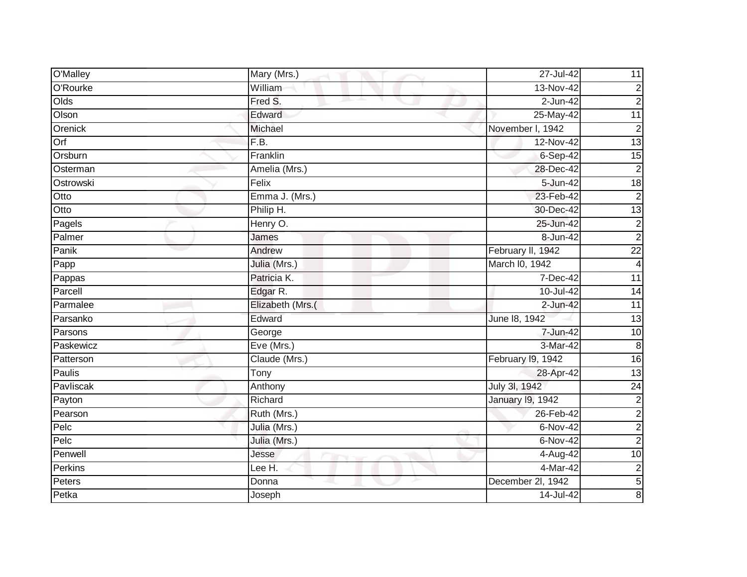| O'Malley | Mary (Mrs.) | 27-Jul-42 | 11 |
|---|---|---|---|
| O'Rourke | William | 13-Nov-42 | 2 |
| Olds | Fred S. | 2-Jun-42 | 2 |
| Olson | Edward | 25-May-42 | 11 |
| Orenick | Michael | November l, 1942 | 2 |
| Orf | F.B. | 12-Nov-42 | 13 |
| Orsburn | Franklin | 6-Sep-42 | 15 |
| Osterman | Amelia (Mrs.) | 28-Dec-42 | 2 |
| Ostrowski | Felix | 5-Jun-42 | 18 |
| Otto | Emma J. (Mrs.) | 23-Feb-42 | 2 |
| Otto | Philip H. | 30-Dec-42 | 13 |
| Pagels | Henry O. | 25-Jun-42 | 2 |
| Palmer | James | 8-Jun-42 | 2 |
| Panik | Andrew | February ll, 1942 | 22 |
| Papp | Julia (Mrs.) | March l0, 1942 | 4 |
| Pappas | Patricia K. | 7-Dec-42 | 11 |
| Parcell | Edgar R. | 10-Jul-42 | 14 |
| Parmalee | Elizabeth (Mrs.( | 2-Jun-42 | 11 |
| Parsanko | Edward | June l8, 1942 | 13 |
| Parsons | George | 7-Jun-42 | 10 |
| Paskewicz | Eve (Mrs.) | 3-Mar-42 | 8 |
| Patterson | Claude (Mrs.) | February l9, 1942 | 16 |
| Paulis | Tony | 28-Apr-42 | 13 |
| Pavliscak | Anthony | July 3l, 1942 | 24 |
| Payton | Richard | January l9, 1942 | 2 |
| Pearson | Ruth (Mrs.) | 26-Feb-42 | 2 |
| Pelc | Julia (Mrs.) | 6-Nov-42 | 2 |
| Pelc | Julia (Mrs.) | 6-Nov-42 | 2 |
| Penwell | Jesse | 4-Aug-42 | 10 |
| Perkins | Lee H. | 4-Mar-42 | 2 |
| Peters | Donna | December 2l, 1942 | 5 |
| Petka | Joseph | 14-Jul-42 | 8 |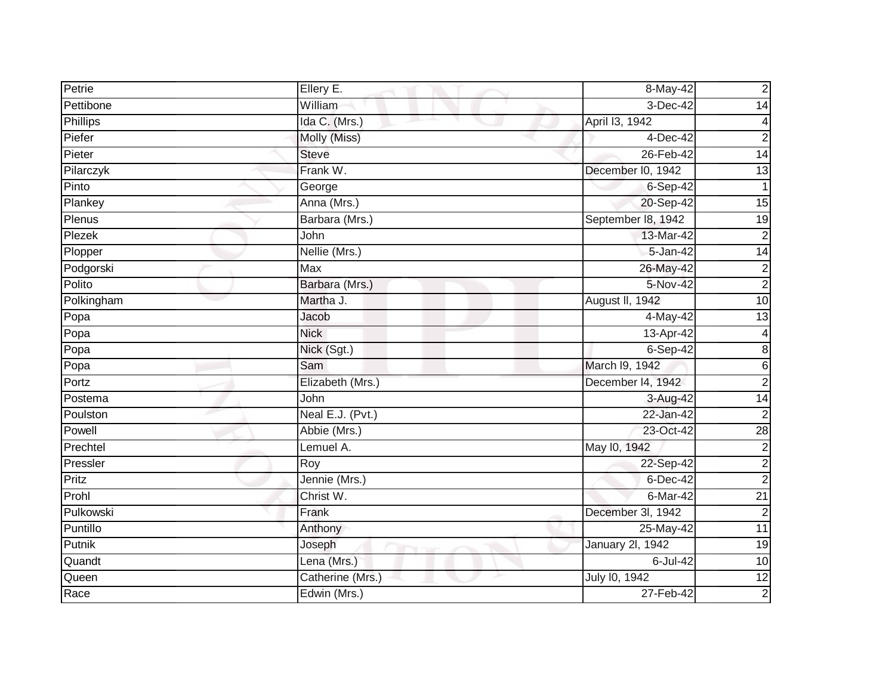| Petrie | Ellery E. | 8-May-42 | 2 |
|---|---|---|---|
| Pettibone | William | 3-Dec-42 | 14 |
| Phillips | Ida C. (Mrs.) | April l3, 1942 | 4 |
| Piefer | Molly (Miss) | 4-Dec-42 | 2 |
| Pieter | Steve | 26-Feb-42 | 14 |
| Pilarczyk | Frank W. | December l0, 1942 | 13 |
| Pinto | George | 6-Sep-42 | 1 |
| Plankey | Anna (Mrs.) | 20-Sep-42 | 15 |
| Plenus | Barbara (Mrs.) | September l8, 1942 | 19 |
| Plezek | John | 13-Mar-42 | 2 |
| Plopper | Nellie (Mrs.) | 5-Jan-42 | 14 |
| Podgorski | Max | 26-May-42 | 2 |
| Polito | Barbara (Mrs.) | 5-Nov-42 | 2 |
| Polkingham | Martha J. | August ll, 1942 | 10 |
| Popa | Jacob | 4-May-42 | 13 |
| Popa | Nick | 13-Apr-42 | 4 |
| Popa | Nick (Sgt.) | 6-Sep-42 | 8 |
| Popa | Sam | March l9, 1942 | 6 |
| Portz | Elizabeth (Mrs.) | December l4, 1942 | 2 |
| Postema | John | 3-Aug-42 | 14 |
| Poulston | Neal E.J. (Pvt.) | 22-Jan-42 | 2 |
| Powell | Abbie (Mrs.) | 23-Oct-42 | 28 |
| Prechtel | Lemuel A. | May l0, 1942 | 2 |
| Pressler | Roy | 22-Sep-42 | 2 |
| Pritz | Jennie (Mrs.) | 6-Dec-42 | 2 |
| Prohl | Christ W. | 6-Mar-42 | 21 |
| Pulkowski | Frank | December 3l, 1942 | 2 |
| Puntillo | Anthony | 25-May-42 | 11 |
| Putnik | Joseph | January 2l, 1942 | 19 |
| Quandt | Lena (Mrs.) | 6-Jul-42 | 10 |
| Queen | Catherine (Mrs.) | July l0, 1942 | 12 |
| Race | Edwin (Mrs.) | 27-Feb-42 | 2 |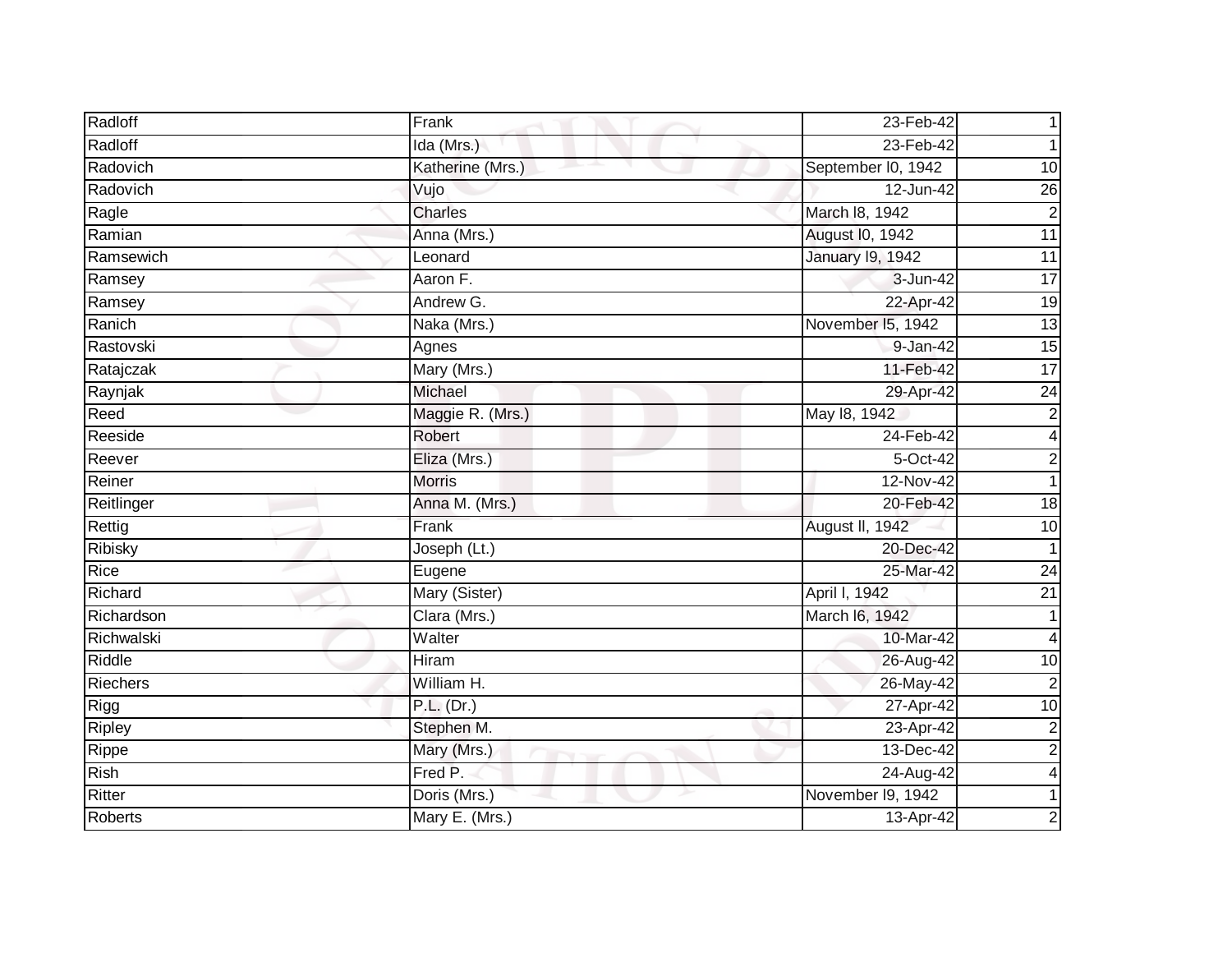| Radloff | Frank | 23-Feb-42 | 1 |
|---|---|---|---|
| Radloff | Ida (Mrs.) | 23-Feb-42 | 1 |
| Radovich | Katherine (Mrs.) | September l0, 1942 | 10 |
| Radovich | Vujo | 12-Jun-42 | 26 |
| Ragle | Charles | March l8, 1942 | 2 |
| Ramian | Anna (Mrs.) | August l0, 1942 | 11 |
| Ramsewich | Leonard | January l9, 1942 | 11 |
| Ramsey | Aaron F. | 3-Jun-42 | 17 |
| Ramsey | Andrew G. | 22-Apr-42 | 19 |
| Ranich | Naka (Mrs.) | November l5, 1942 | 13 |
| Rastovski | Agnes | 9-Jan-42 | 15 |
| Ratajczak | Mary (Mrs.) | 11-Feb-42 | 17 |
| Raynjak | Michael | 29-Apr-42 | 24 |
| Reed | Maggie R. (Mrs.) | May l8, 1942 | 2 |
| Reeside | Robert | 24-Feb-42 | 4 |
| Reever | Eliza (Mrs.) | 5-Oct-42 | 2 |
| Reiner | Morris | 12-Nov-42 | 1 |
| Reitlinger | Anna M. (Mrs.) | 20-Feb-42 | 18 |
| Rettig | Frank | August ll, 1942 | 10 |
| Ribisky | Joseph (Lt.) | 20-Dec-42 | 1 |
| Rice | Eugene | 25-Mar-42 | 24 |
| Richard | Mary (Sister) | April l, 1942 | 21 |
| Richardson | Clara (Mrs.) | March l6, 1942 | 1 |
| Richwalski | Walter | 10-Mar-42 | 4 |
| Riddle | Hiram | 26-Aug-42 | 10 |
| Riechers | William H. | 26-May-42 | 2 |
| Rigg | P.L. (Dr.) | 27-Apr-42 | 10 |
| Ripley | Stephen M. | 23-Apr-42 | 2 |
| Rippe | Mary (Mrs.) | 13-Dec-42 | 2 |
| Rish | Fred P. | 24-Aug-42 | 4 |
| Ritter | Doris (Mrs.) | November l9, 1942 | 1 |
| Roberts | Mary E. (Mrs.) | 13-Apr-42 | 2 |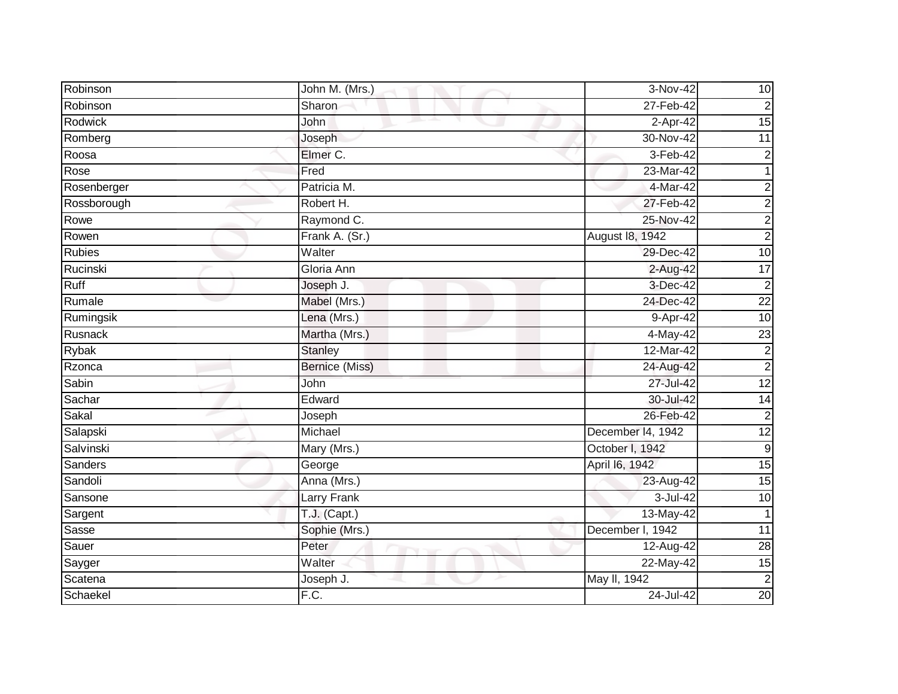| Robinson | John M. (Mrs.) | 3-Nov-42 | 10 |
|---|---|---|---|
| Robinson | Sharon | 27-Feb-42 | 2 |
| Rodwick | John | 2-Apr-42 | 15 |
| Romberg | Joseph | 30-Nov-42 | 11 |
| Roosa | Elmer C. | 3-Feb-42 | 2 |
| Rose | Fred | 23-Mar-42 | 1 |
| Rosenberger | Patricia M. | 4-Mar-42 | 2 |
| Rossborough | Robert H. | 27-Feb-42 | 2 |
| Rowe | Raymond C. | 25-Nov-42 | 2 |
| Rowen | Frank A. (Sr.) | August l8, 1942 | 2 |
| Rubies | Walter | 29-Dec-42 | 10 |
| Rucinski | Gloria Ann | 2-Aug-42 | 17 |
| Ruff | Joseph J. | 3-Dec-42 | 2 |
| Rumale | Mabel (Mrs.) | 24-Dec-42 | 22 |
| Rumingsik | Lena (Mrs.) | 9-Apr-42 | 10 |
| Rusnack | Martha (Mrs.) | 4-May-42 | 23 |
| Rybak | Stanley | 12-Mar-42 | 2 |
| Rzonca | Bernice (Miss) | 24-Aug-42 | 2 |
| Sabin | John | 27-Jul-42 | 12 |
| Sachar | Edward | 30-Jul-42 | 14 |
| Sakal | Joseph | 26-Feb-42 | 2 |
| Salapski | Michael | December l4, 1942 | 12 |
| Salvinski | Mary (Mrs.) | October l, 1942 | 9 |
| Sanders | George | April l6, 1942 | 15 |
| Sandoli | Anna (Mrs.) | 23-Aug-42 | 15 |
| Sansone | Larry Frank | 3-Jul-42 | 10 |
| Sargent | T.J. (Capt.) | 13-May-42 | 1 |
| Sasse | Sophie (Mrs.) | December l, 1942 | 11 |
| Sauer | Peter | 12-Aug-42 | 28 |
| Sayger | Walter | 22-May-42 | 15 |
| Scatena | Joseph J. | May ll, 1942 | 2 |
| Schaekel | F.C. | 24-Jul-42 | 20 |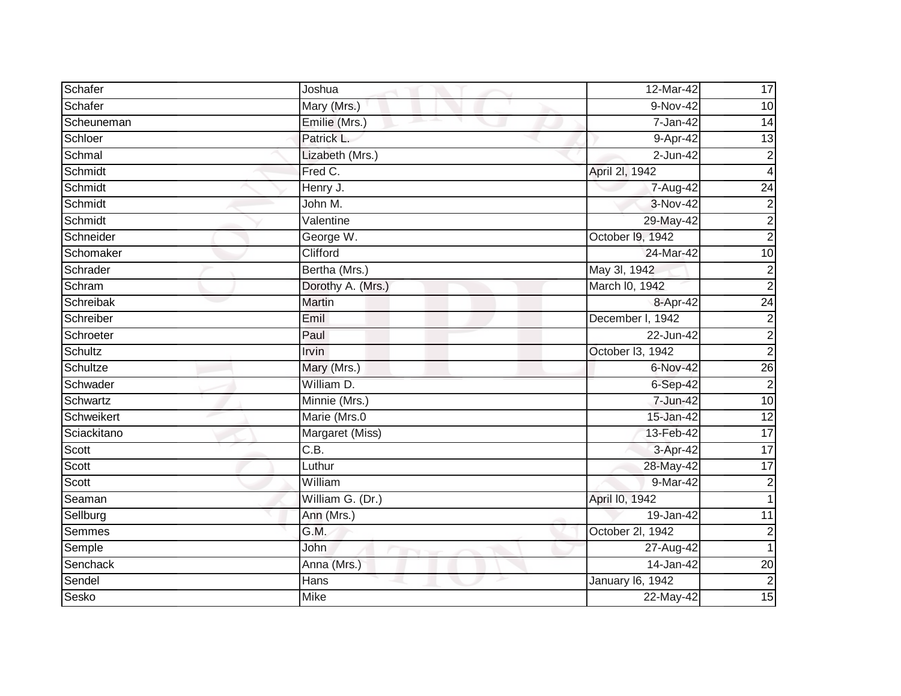| Schafer | Joshua | 12-Mar-42 | 17 |
|---|---|---|---|
| Schafer | Mary (Mrs.) | 9-Nov-42 | 10 |
| Scheuneman | Emilie (Mrs.) | 7-Jan-42 | 14 |
| Schloer | Patrick L. | 9-Apr-42 | 13 |
| Schmal | Lizabeth (Mrs.) | 2-Jun-42 | 2 |
| Schmidt | Fred C. | April 2l, 1942 | 4 |
| Schmidt | Henry J. | 7-Aug-42 | 24 |
| Schmidt | John M. | 3-Nov-42 | 2 |
| Schmidt | Valentine | 29-May-42 | 2 |
| Schneider | George W. | October l9, 1942 | 2 |
| Schomaker | Clifford | 24-Mar-42 | 10 |
| Schrader | Bertha (Mrs.) | May 3l, 1942 | 2 |
| Schram | Dorothy A. (Mrs.) | March l0, 1942 | 2 |
| Schreibak | Martin | 8-Apr-42 | 24 |
| Schreiber | Emil | December l, 1942 | 2 |
| Schroeter | Paul | 22-Jun-42 | 2 |
| Schultz | Irvin | October l3, 1942 | 2 |
| Schultze | Mary (Mrs.) | 6-Nov-42 | 26 |
| Schwader | William D. | 6-Sep-42 | 2 |
| Schwartz | Minnie (Mrs.) | 7-Jun-42 | 10 |
| Schweikert | Marie (Mrs.0 | 15-Jan-42 | 12 |
| Sciackitano | Margaret (Miss) | 13-Feb-42 | 17 |
| Scott | C.B. | 3-Apr-42 | 17 |
| Scott | Luthur | 28-May-42 | 17 |
| Scott | William | 9-Mar-42 | 2 |
| Seaman | William G. (Dr.) | April l0, 1942 | 1 |
| Sellburg | Ann (Mrs.) | 19-Jan-42 | 11 |
| Semmes | G.M. | October 2l, 1942 | 2 |
| Semple | John | 27-Aug-42 | 1 |
| Senchack | Anna (Mrs.) | 14-Jan-42 | 20 |
| Sendel | Hans | January l6, 1942 | 2 |
| Sesko | Mike | 22-May-42 | 15 |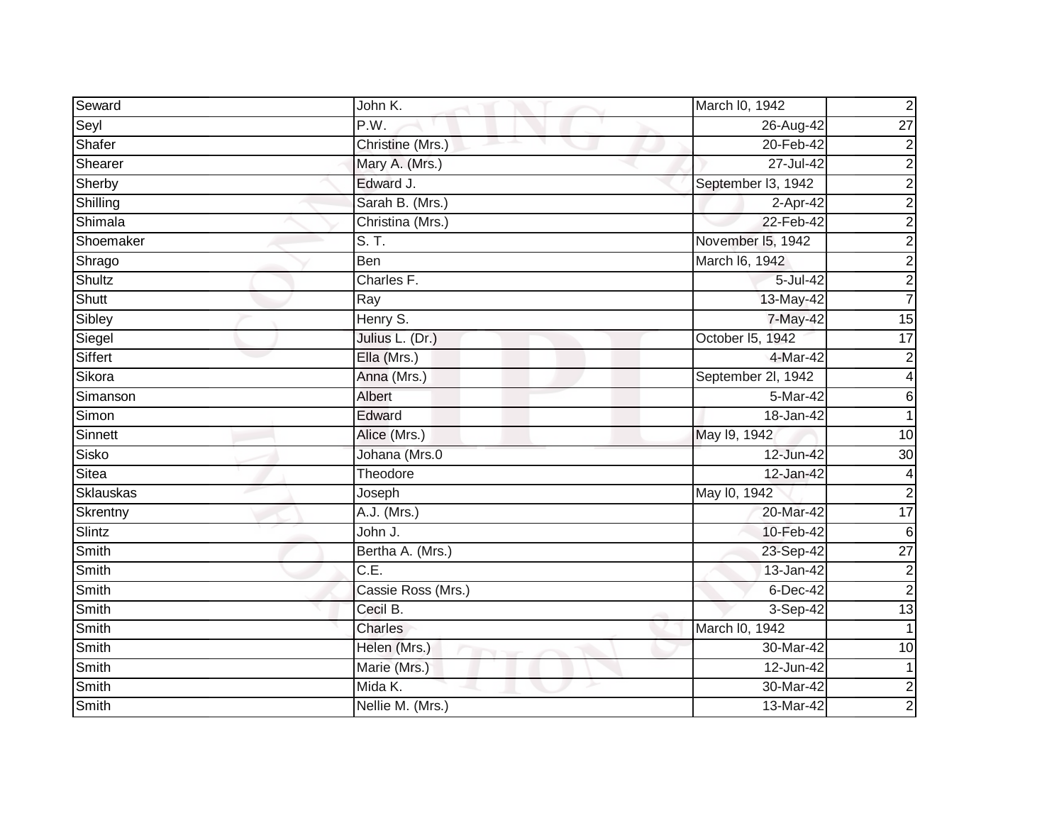| Seward | John K. | March l0, 1942 | 2 |
|---|---|---|---|
| Seyl | P.W. | 26-Aug-42 | 27 |
| Shafer | Christine (Mrs.) | 20-Feb-42 | 2 |
| Shearer | Mary A. (Mrs.) | 27-Jul-42 | 2 |
| Sherby | Edward J. | September l3, 1942 | 2 |
| Shilling | Sarah B. (Mrs.) | 2-Apr-42 | 2 |
| Shimala | Christina (Mrs.) | 22-Feb-42 | 2 |
| Shoemaker | S. T. | November l5, 1942 | 2 |
| Shrago | Ben | March l6, 1942 | 2 |
| Shultz | Charles F. | 5-Jul-42 | 2 |
| Shutt | Ray | 13-May-42 | 7 |
| Sibley | Henry S. | 7-May-42 | 15 |
| Siegel | Julius L. (Dr.) | October l5, 1942 | 17 |
| Siffert | Ella (Mrs.) | 4-Mar-42 | 2 |
| Sikora | Anna (Mrs.) | September 2l, 1942 | 4 |
| Simanson | Albert | 5-Mar-42 | 6 |
| Simon | Edward | 18-Jan-42 | 1 |
| Sinnett | Alice (Mrs.) | May l9, 1942 | 10 |
| Sisko | Johana (Mrs.0 | 12-Jun-42 | 30 |
| Sitea | Theodore | 12-Jan-42 | 4 |
| Sklauskas | Joseph | May l0, 1942 | 2 |
| Skrentny | A.J. (Mrs.) | 20-Mar-42 | 17 |
| Slintz | John J. | 10-Feb-42 | 6 |
| Smith | Bertha A. (Mrs.) | 23-Sep-42 | 27 |
| Smith | C.E. | 13-Jan-42 | 2 |
| Smith | Cassie Ross (Mrs.) | 6-Dec-42 | 2 |
| Smith | Cecil B. | 3-Sep-42 | 13 |
| Smith | Charles | March l0, 1942 | 1 |
| Smith | Helen (Mrs.) | 30-Mar-42 | 10 |
| Smith | Marie (Mrs.) | 12-Jun-42 | 1 |
| Smith | Mida K. | 30-Mar-42 | 2 |
| Smith | Nellie M. (Mrs.) | 13-Mar-42 | 2 |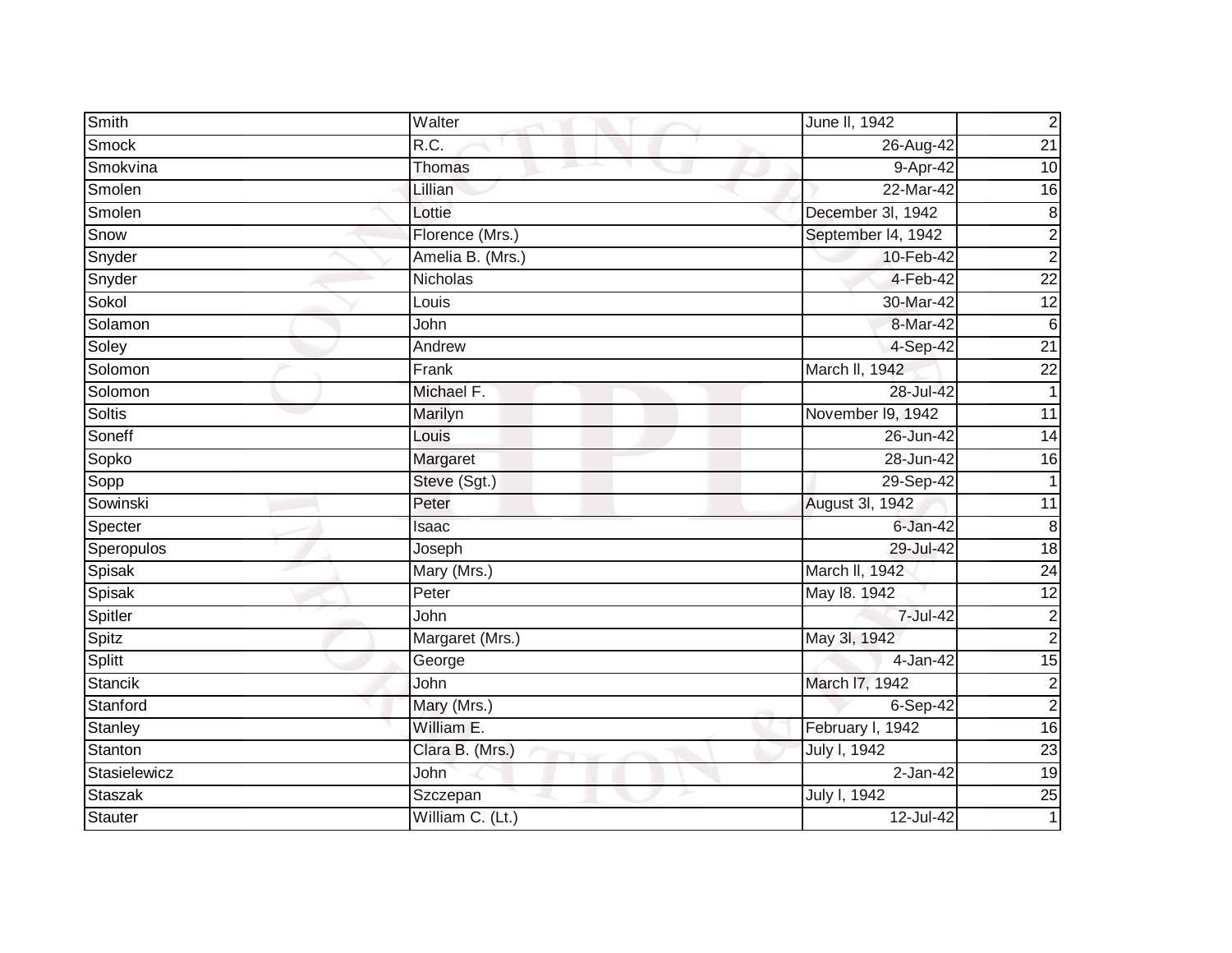| Smith | Walter | June ll, 1942 | 2 |
|---|---|---|---|
| Smock | R.C. | 26-Aug-42 | 21 |
| Smokvina | Thomas | 9-Apr-42 | 10 |
| Smolen | Lillian | 22-Mar-42 | 16 |
| Smolen | Lottie | December 3l, 1942 | 8 |
| Snow | Florence (Mrs.) | September l4, 1942 | 2 |
| Snyder | Amelia B. (Mrs.) | 10-Feb-42 | 2 |
| Snyder | Nicholas | 4-Feb-42 | 22 |
| Sokol | Louis | 30-Mar-42 | 12 |
| Solamon | John | 8-Mar-42 | 6 |
| Soley | Andrew | 4-Sep-42 | 21 |
| Solomon | Frank | March ll, 1942 | 22 |
| Solomon | Michael F. | 28-Jul-42 | 1 |
| Soltis | Marilyn | November l9, 1942 | 11 |
| Soneff | Louis | 26-Jun-42 | 14 |
| Sopko | Margaret | 28-Jun-42 | 16 |
| Sopp | Steve (Sgt.) | 29-Sep-42 | 1 |
| Sowinski | Peter | August 3l, 1942 | 11 |
| Specter | Isaac | 6-Jan-42 | 8 |
| Speropulos | Joseph | 29-Jul-42 | 18 |
| Spisak | Mary (Mrs.) | March ll, 1942 | 24 |
| Spisak | Peter | May l8. 1942 | 12 |
| Spitler | John | 7-Jul-42 | 2 |
| Spitz | Margaret (Mrs.) | May 3l, 1942 | 2 |
| Splitt | George | 4-Jan-42 | 15 |
| Stancik | John | March l7, 1942 | 2 |
| Stanford | Mary (Mrs.) | 6-Sep-42 | 2 |
| Stanley | William E. | February l, 1942 | 16 |
| Stanton | Clara B. (Mrs.) | July l, 1942 | 23 |
| Stasielewicz | John | 2-Jan-42 | 19 |
| Staszak | Szczepan | July l, 1942 | 25 |
| Stauter | William C. (Lt.) | 12-Jul-42 | 1 |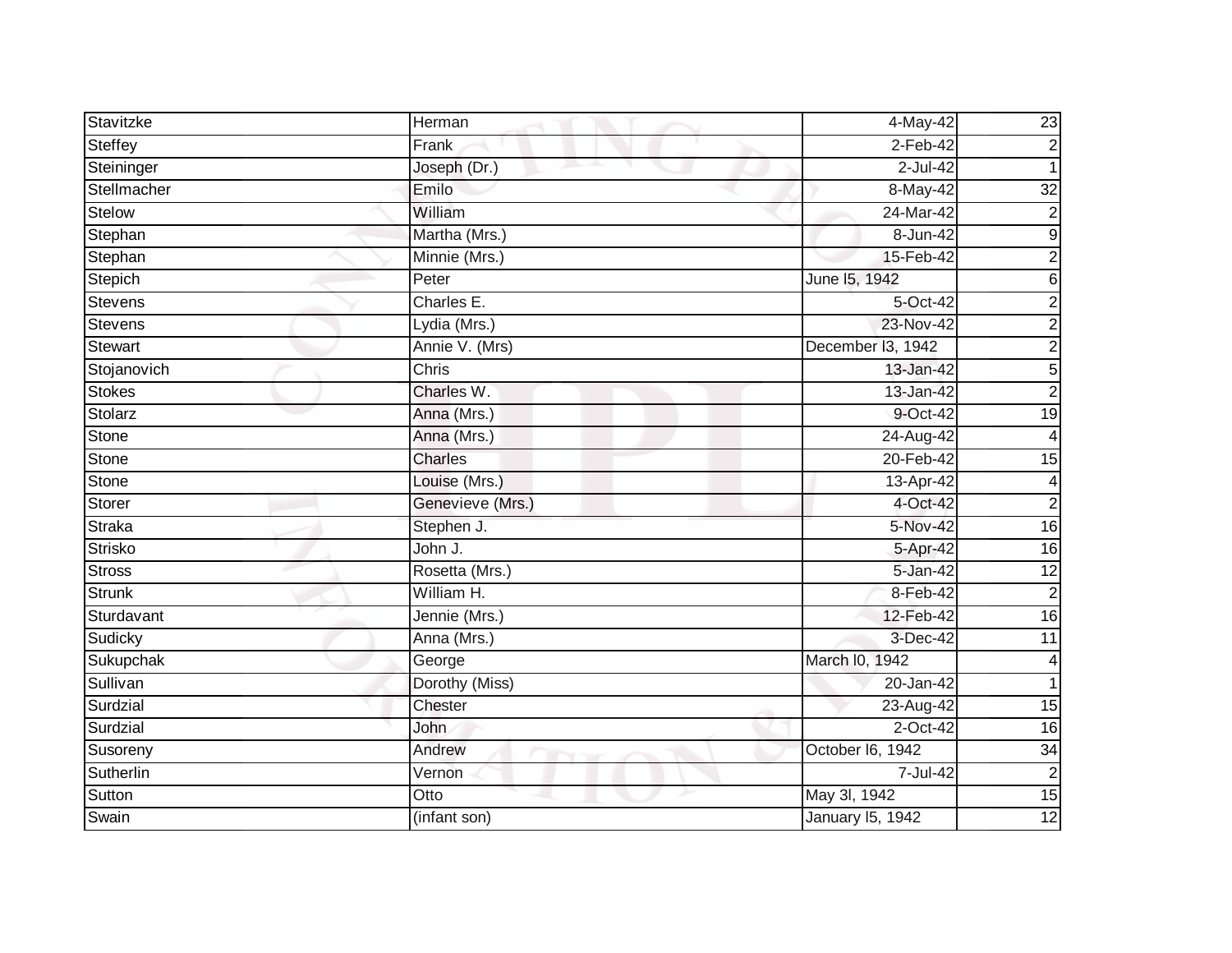| | | | |
|---|---|---|---|
| Stavitzke | Herman | 4-May-42 | 23 |
| Steffey | Frank | 2-Feb-42 | 2 |
| Steininger | Joseph (Dr.) | 2-Jul-42 | 1 |
| Stellmacher | Emilo | 8-May-42 | 32 |
| Stelow | William | 24-Mar-42 | 2 |
| Stephan | Martha (Mrs.) | 8-Jun-42 | 9 |
| Stephan | Minnie (Mrs.) | 15-Feb-42 | 2 |
| Stepich | Peter | June l5, 1942 | 6 |
| Stevens | Charles E. | 5-Oct-42 | 2 |
| Stevens | Lydia (Mrs.) | 23-Nov-42 | 2 |
| Stewart | Annie V. (Mrs) | December l3, 1942 | 2 |
| Stojanovich | Chris | 13-Jan-42 | 5 |
| Stokes | Charles W. | 13-Jan-42 | 2 |
| Stolarz | Anna (Mrs.) | 9-Oct-42 | 19 |
| Stone | Anna (Mrs.) | 24-Aug-42 | 4 |
| Stone | Charles | 20-Feb-42 | 15 |
| Stone | Louise (Mrs.) | 13-Apr-42 | 4 |
| Storer | Genevieve (Mrs.) | 4-Oct-42 | 2 |
| Straka | Stephen J. | 5-Nov-42 | 16 |
| Strisko | John J. | 5-Apr-42 | 16 |
| Stross | Rosetta (Mrs.) | 5-Jan-42 | 12 |
| Strunk | William H. | 8-Feb-42 | 2 |
| Sturdavant | Jennie (Mrs.) | 12-Feb-42 | 16 |
| Sudicky | Anna (Mrs.) | 3-Dec-42 | 11 |
| Sukupchak | George | March l0, 1942 | 4 |
| Sullivan | Dorothy (Miss) | 20-Jan-42 | 1 |
| Surdzial | Chester | 23-Aug-42 | 15 |
| Surdzial | John | 2-Oct-42 | 16 |
| Susoreny | Andrew | October l6, 1942 | 34 |
| Sutherlin | Vernon | 7-Jul-42 | 2 |
| Sutton | Otto | May 3l, 1942 | 15 |
| Swain | (infant son) | January l5, 1942 | 12 |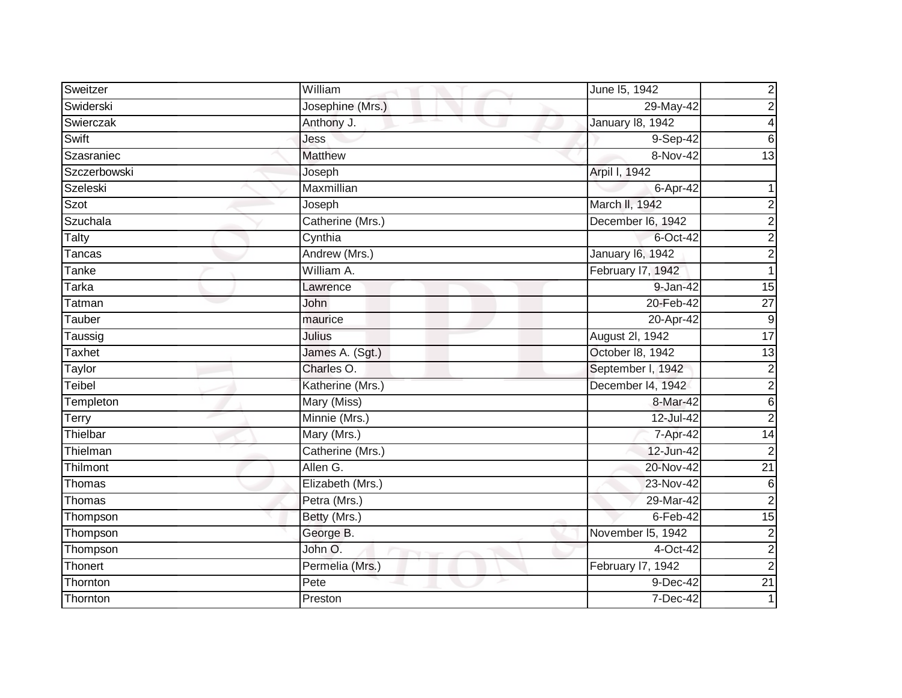| Sweitzer | William | June l5, 1942 | 2 |
|---|---|---|---|
| Swiderski | Josephine (Mrs.) | 29-May-42 | 2 |
| Swierczak | Anthony J. | January l8, 1942 | 4 |
| Swift | Jess | 9-Sep-42 | 6 |
| Szasraniec | Matthew | 8-Nov-42 | 13 |
| Szczerbowski | Joseph | Arpil l, 1942 | |
| Szeleski | Maxmillian | 6-Apr-42 | 1 |
| Szot | Joseph | March ll, 1942 | 2 |
| Szuchala | Catherine (Mrs.) | December l6, 1942 | 2 |
| Talty | Cynthia | 6-Oct-42 | 2 |
| Tancas | Andrew (Mrs.) | January l6, 1942 | 2 |
| Tanke | William A. | February l7, 1942 | 1 |
| Tarka | Lawrence | 9-Jan-42 | 15 |
| Tatman | John | 20-Feb-42 | 27 |
| Tauber | maurice | 20-Apr-42 | 9 |
| Taussig | Julius | August 2l, 1942 | 17 |
| Taxhet | James A. (Sgt.) | October l8, 1942 | 13 |
| Taylor | Charles O. | September l, 1942 | 2 |
| Teibel | Katherine (Mrs.) | December l4, 1942 | 2 |
| Templeton | Mary (Miss) | 8-Mar-42 | 6 |
| Terry | Minnie (Mrs.) | 12-Jul-42 | 2 |
| Thielbar | Mary (Mrs.) | 7-Apr-42 | 14 |
| Thielman | Catherine (Mrs.) | 12-Jun-42 | 2 |
| Thilmont | Allen G. | 20-Nov-42 | 21 |
| Thomas | Elizabeth (Mrs.) | 23-Nov-42 | 6 |
| Thomas | Petra (Mrs.) | 29-Mar-42 | 2 |
| Thompson | Betty (Mrs.) | 6-Feb-42 | 15 |
| Thompson | George B. | November l5, 1942 | 2 |
| Thompson | John O. | 4-Oct-42 | 2 |
| Thonert | Permelia (Mrs.) | February l7, 1942 | 2 |
| Thornton | Pete | 9-Dec-42 | 21 |
| Thornton | Preston | 7-Dec-42 | 1 |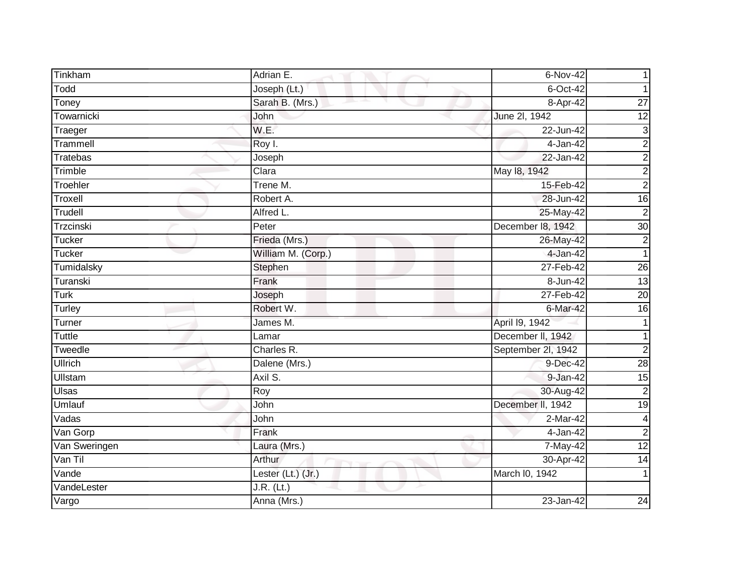| Tinkham | Adrian E. | 6-Nov-42 | 1 |
|---|---|---|---|
| Todd | Joseph (Lt.) | 6-Oct-42 | 1 |
| Toney | Sarah B. (Mrs.) | 8-Apr-42 | 27 |
| Towarnicki | John | June 2l, 1942 | 12 |
| Traeger | W.E. | 22-Jun-42 | 3 |
| Trammell | Roy I. | 4-Jan-42 | 2 |
| Tratebas | Joseph | 22-Jan-42 | 2 |
| Trimble | Clara | May l8, 1942 | 2 |
| Troehler | Trene M. | 15-Feb-42 | 2 |
| Troxell | Robert A. | 28-Jun-42 | 16 |
| Trudell | Alfred L. | 25-May-42 | 2 |
| Trzcinski | Peter | December l8, 1942 | 30 |
| Tucker | Frieda (Mrs.) | 26-May-42 | 2 |
| Tucker | William M. (Corp.) | 4-Jan-42 | 1 |
| Tumidalsky | Stephen | 27-Feb-42 | 26 |
| Turanski | Frank | 8-Jun-42 | 13 |
| Turk | Joseph | 27-Feb-42 | 20 |
| Turley | Robert W. | 6-Mar-42 | 16 |
| Turner | James M. | April l9, 1942 | 1 |
| Tuttle | Lamar | December ll, 1942 | 1 |
| Tweedle | Charles R. | September 2l, 1942 | 2 |
| Ullrich | Dalene (Mrs.) | 9-Dec-42 | 28 |
| Ullstam | Axil S. | 9-Jan-42 | 15 |
| Ulsas | Roy | 30-Aug-42 | 2 |
| Umlauf | John | December ll, 1942 | 19 |
| Vadas | John | 2-Mar-42 | 4 |
| Van Gorp | Frank | 4-Jan-42 | 2 |
| Van Sweringen | Laura (Mrs.) | 7-May-42 | 12 |
| Van Til | Arthur | 30-Apr-42 | 14 |
| Vande | Lester (Lt.) (Jr.) | March l0, 1942 | 1 |
| VandeLester | J.R. (Lt.) | | |
| Vargo | Anna (Mrs.) | 23-Jan-42 | 24 |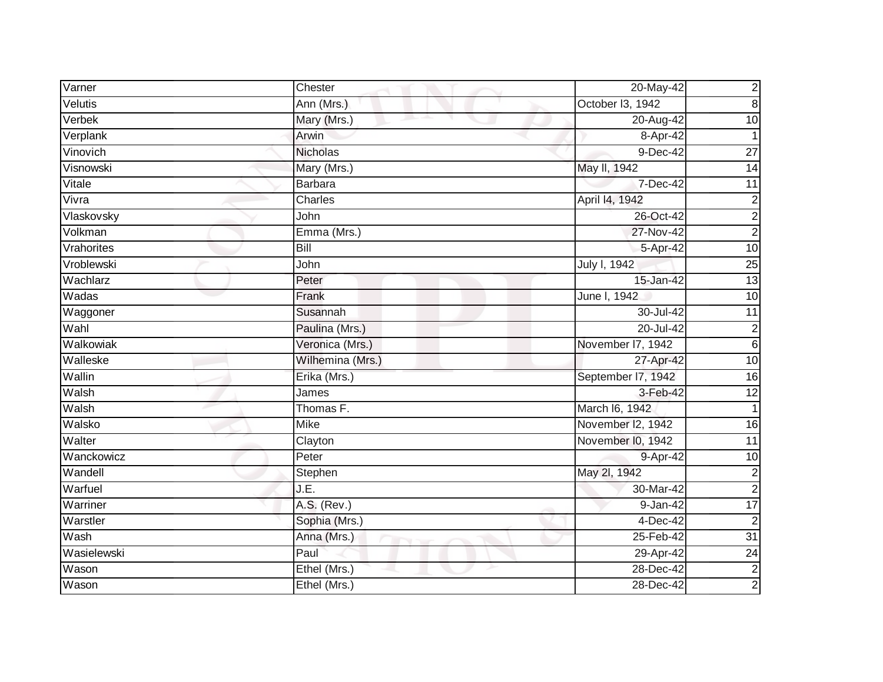| Varner | Chester | 20-May-42 | 2 |
|---|---|---|---|
| Velutis | Ann (Mrs.) | October l3, 1942 | 8 |
| Verbek | Mary (Mrs.) | 20-Aug-42 | 10 |
| Verplank | Arwin | 8-Apr-42 | 1 |
| Vinovich | Nicholas | 9-Dec-42 | 27 |
| Visnowski | Mary (Mrs.) | May ll, 1942 | 14 |
| Vitale | Barbara | 7-Dec-42 | 11 |
| Vivra | Charles | April l4, 1942 | 2 |
| Vlaskovsky | John | 26-Oct-42 | 2 |
| Volkman | Emma (Mrs.) | 27-Nov-42 | 2 |
| Vrahorites | Bill | 5-Apr-42 | 10 |
| Vroblewski | John | July l, 1942 | 25 |
| Wachlarz | Peter | 15-Jan-42 | 13 |
| Wadas | Frank | June l, 1942 | 10 |
| Waggoner | Susannah | 30-Jul-42 | 11 |
| Wahl | Paulina (Mrs.) | 20-Jul-42 | 2 |
| Walkowiak | Veronica (Mrs.) | November l7, 1942 | 6 |
| Walleske | Wilhemina (Mrs.) | 27-Apr-42 | 10 |
| Wallin | Erika (Mrs.) | September l7, 1942 | 16 |
| Walsh | James | 3-Feb-42 | 12 |
| Walsh | Thomas F. | March l6, 1942 | 1 |
| Walsko | Mike | November l2, 1942 | 16 |
| Walter | Clayton | November l0, 1942 | 11 |
| Wanckowicz | Peter | 9-Apr-42 | 10 |
| Wandell | Stephen | May 2l, 1942 | 2 |
| Warfuel | J.E. | 30-Mar-42 | 2 |
| Warriner | A.S. (Rev.) | 9-Jan-42 | 17 |
| Warstler | Sophia (Mrs.) | 4-Dec-42 | 2 |
| Wash | Anna (Mrs.) | 25-Feb-42 | 31 |
| Wasielewski | Paul | 29-Apr-42 | 24 |
| Wason | Ethel (Mrs.) | 28-Dec-42 | 2 |
| Wason | Ethel (Mrs.) | 28-Dec-42 | 2 |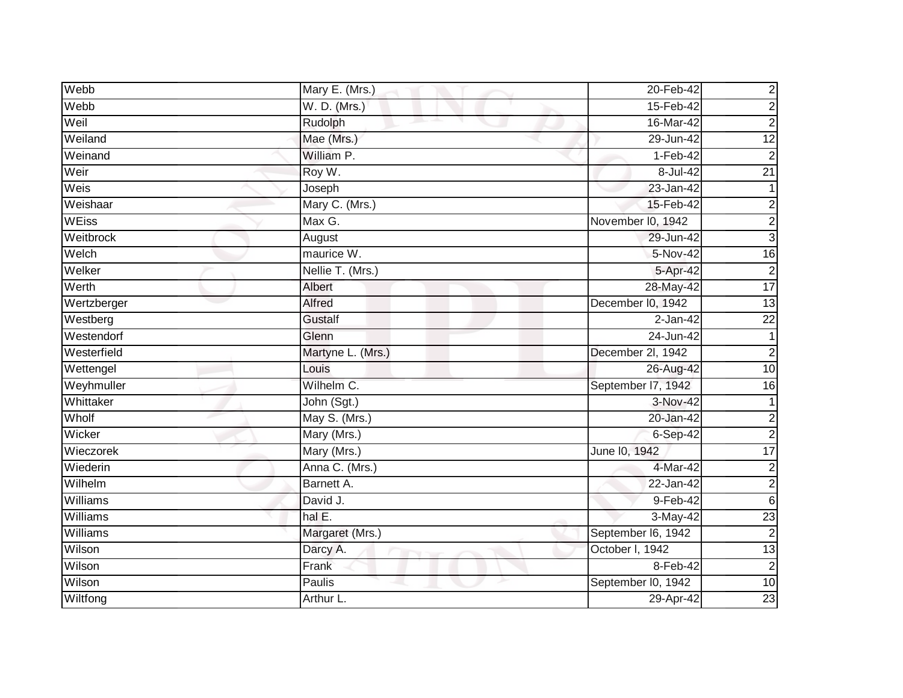| | | | |
|---|---|---|---|
| Webb | Mary E. (Mrs.) | 20-Feb-42 | 2 |
| Webb | W. D. (Mrs.) | 15-Feb-42 | 2 |
| Weil | Rudolph | 16-Mar-42 | 2 |
| Weiland | Mae (Mrs.) | 29-Jun-42 | 12 |
| Weinand | William P. | 1-Feb-42 | 2 |
| Weir | Roy W. | 8-Jul-42 | 21 |
| Weis | Joseph | 23-Jan-42 | 1 |
| Weishaar | Mary C. (Mrs.) | 15-Feb-42 | 2 |
| WEiss | Max G. | November l0, 1942 | 2 |
| Weitbrock | August | 29-Jun-42 | 3 |
| Welch | maurice W. | 5-Nov-42 | 16 |
| Welker | Nellie T. (Mrs.) | 5-Apr-42 | 2 |
| Werth | Albert | 28-May-42 | 17 |
| Wertzberger | Alfred | December l0, 1942 | 13 |
| Westberg | Gustalf | 2-Jan-42 | 22 |
| Westendorf | Glenn | 24-Jun-42 | 1 |
| Westerfield | Martyne L. (Mrs.) | December 2l, 1942 | 2 |
| Wettengel | Louis | 26-Aug-42 | 10 |
| Weyhmuller | Wilhelm C. | September l7, 1942 | 16 |
| Whittaker | John (Sgt.) | 3-Nov-42 | 1 |
| Wholf | May S. (Mrs.) | 20-Jan-42 | 2 |
| Wicker | Mary (Mrs.) | 6-Sep-42 | 2 |
| Wieczorek | Mary (Mrs.) | June l0, 1942 | 17 |
| Wiederin | Anna C. (Mrs.) | 4-Mar-42 | 2 |
| Wilhelm | Barnett A. | 22-Jan-42 | 2 |
| Williams | David J. | 9-Feb-42 | 6 |
| Williams | hal E. | 3-May-42 | 23 |
| Williams | Margaret (Mrs.) | September l6, 1942 | 2 |
| Wilson | Darcy A. | October l, 1942 | 13 |
| Wilson | Frank | 8-Feb-42 | 2 |
| Wilson | Paulis | September l0, 1942 | 10 |
| Wiltfong | Arthur L. | 29-Apr-42 | 23 |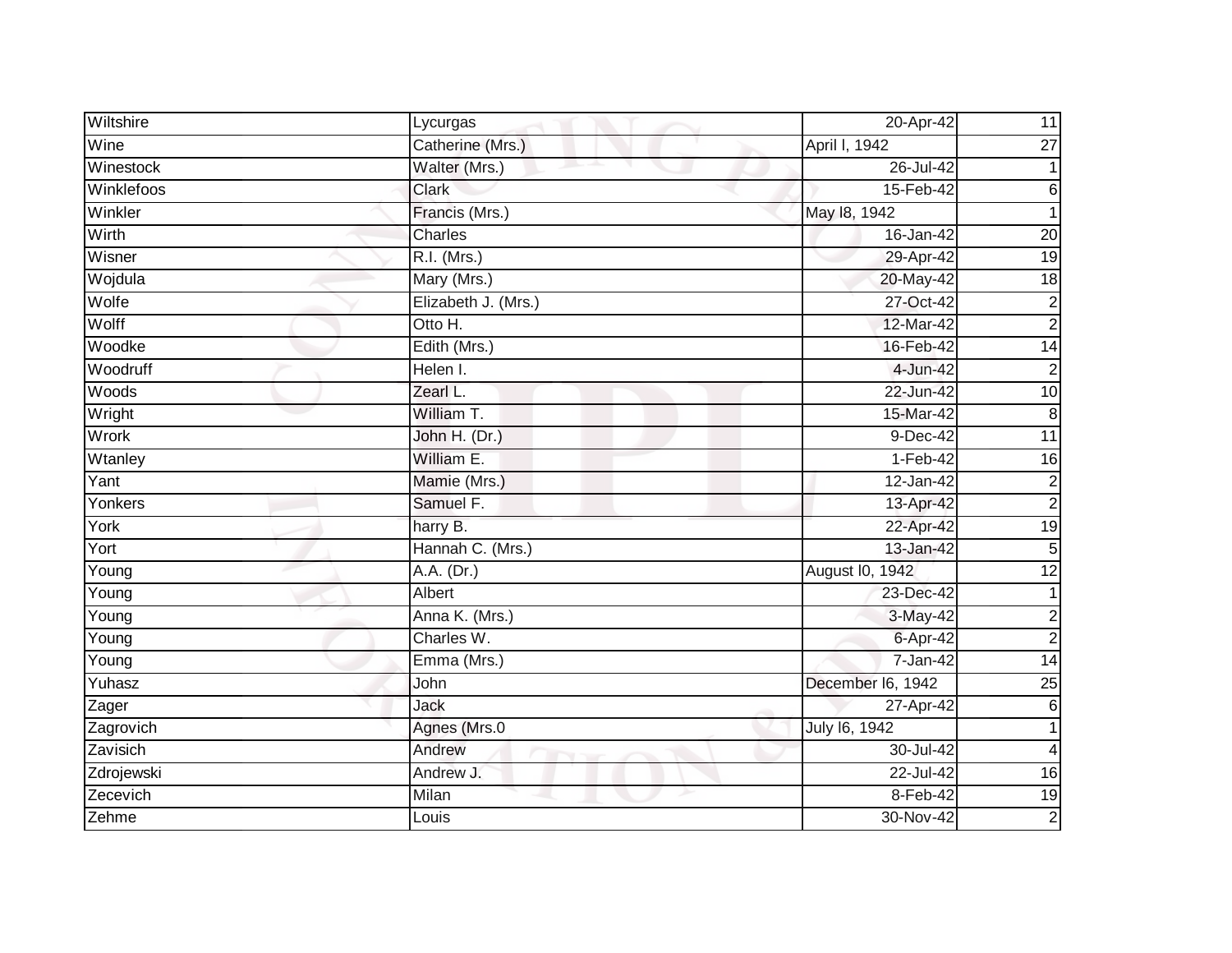| Wiltshire | Lycurgas | 20-Apr-42 | 11 |
|---|---|---|---|
| Wine | Catherine (Mrs.) | April l, 1942 | 27 |
| Winestock | Walter (Mrs.) | 26-Jul-42 | 1 |
| Winklefoos | Clark | 15-Feb-42 | 6 |
| Winkler | Francis (Mrs.) | May l8, 1942 | 1 |
| Wirth | Charles | 16-Jan-42 | 20 |
| Wisner | R.I. (Mrs.) | 29-Apr-42 | 19 |
| Wojdula | Mary (Mrs.) | 20-May-42 | 18 |
| Wolfe | Elizabeth J. (Mrs.) | 27-Oct-42 | 2 |
| Wolff | Otto H. | 12-Mar-42 | 2 |
| Woodke | Edith (Mrs.) | 16-Feb-42 | 14 |
| Woodruff | Helen I. | 4-Jun-42 | 2 |
| Woods | Zearl L. | 22-Jun-42 | 10 |
| Wright | William T. | 15-Mar-42 | 8 |
| Wrork | John H. (Dr.) | 9-Dec-42 | 11 |
| Wtanley | William E. | 1-Feb-42 | 16 |
| Yant | Mamie (Mrs.) | 12-Jan-42 | 2 |
| Yonkers | Samuel F. | 13-Apr-42 | 2 |
| York | harry B. | 22-Apr-42 | 19 |
| Yort | Hannah C. (Mrs.) | 13-Jan-42 | 5 |
| Young | A.A. (Dr.) | August l0, 1942 | 12 |
| Young | Albert | 23-Dec-42 | 1 |
| Young | Anna K. (Mrs.) | 3-May-42 | 2 |
| Young | Charles W. | 6-Apr-42 | 2 |
| Young | Emma (Mrs.) | 7-Jan-42 | 14 |
| Yuhasz | John | December l6, 1942 | 25 |
| Zager | Jack | 27-Apr-42 | 6 |
| Zagrovich | Agnes (Mrs.0 | July l6, 1942 | 1 |
| Zavisich | Andrew | 30-Jul-42 | 4 |
| Zdrojewski | Andrew J. | 22-Jul-42 | 16 |
| Zecevich | Milan | 8-Feb-42 | 19 |
| Zehme | Louis | 30-Nov-42 | 2 |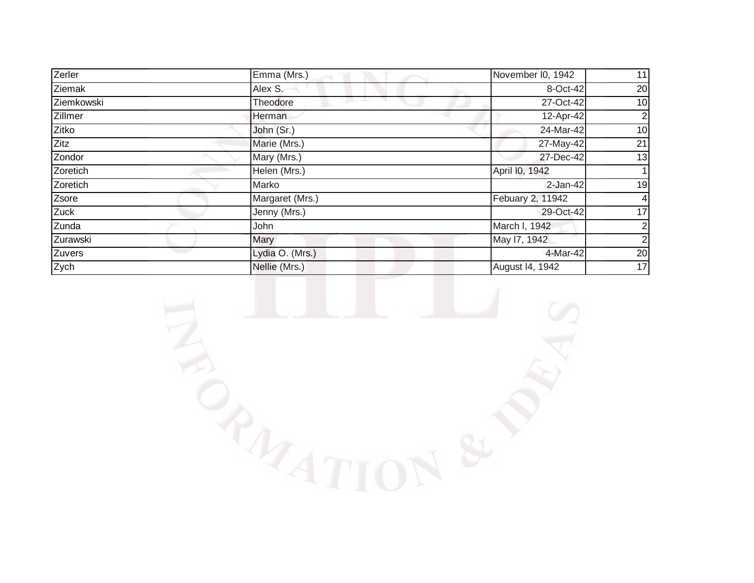| | | | |
|---|---|---|---|
| Zerler | Emma (Mrs.) | November l0, 1942 | 11 |
| Ziemak | Alex S. | 8-Oct-42 | 20 |
| Ziemkowski | Theodore | 27-Oct-42 | 10 |
| Zillmer | Herman | 12-Apr-42 | 2 |
| Zitko | John (Sr.) | 24-Mar-42 | 10 |
| Zitz | Marie (Mrs.) | 27-May-42 | 21 |
| Zondor | Mary (Mrs.) | 27-Dec-42 | 13 |
| Zoretich | Helen (Mrs.) | April l0, 1942 | 1 |
| Zoretich | Marko | 2-Jan-42 | 19 |
| Zsore | Margaret (Mrs.) | Febuary 2, 11942 | 4 |
| Zuck | Jenny (Mrs.) | 29-Oct-42 | 17 |
| Zunda | John | March l, 1942 | 2 |
| Zurawski | Mary | May l7, 1942 | 2 |
| Zuvers | Lydia O. (Mrs.) | 4-Mar-42 | 20 |
| Zych | Nellie (Mrs.) | August l4, 1942 | 17 |